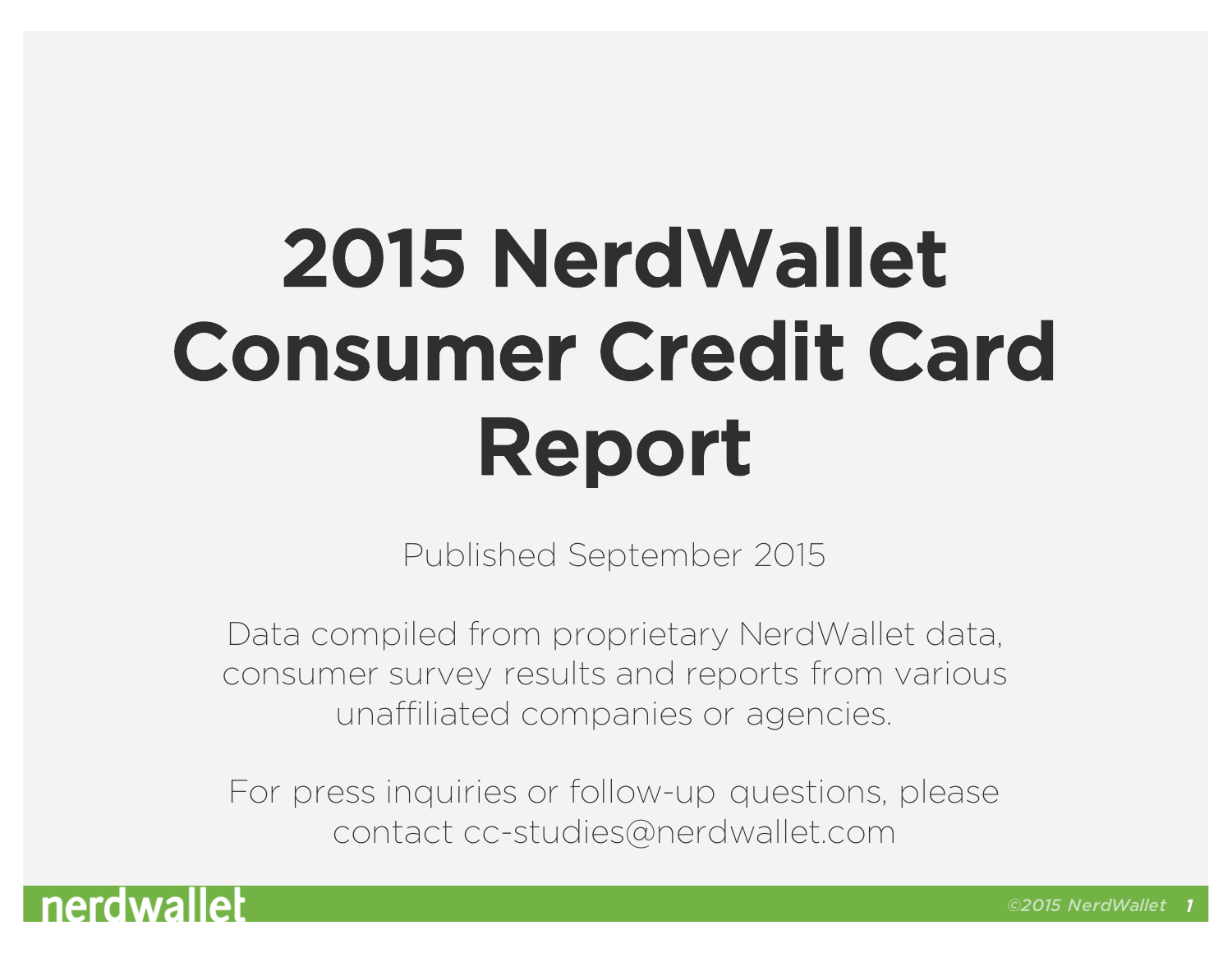# 2015 NerdWallet Consumer Credit Card Report

Published September 2015

Data compiled from proprietary NerdWallet data, consumer survey results and reports from various unaffiliated companies or agencies.

For press inquiries or follow-up questions, please contact cc-studies@nerdwallet.com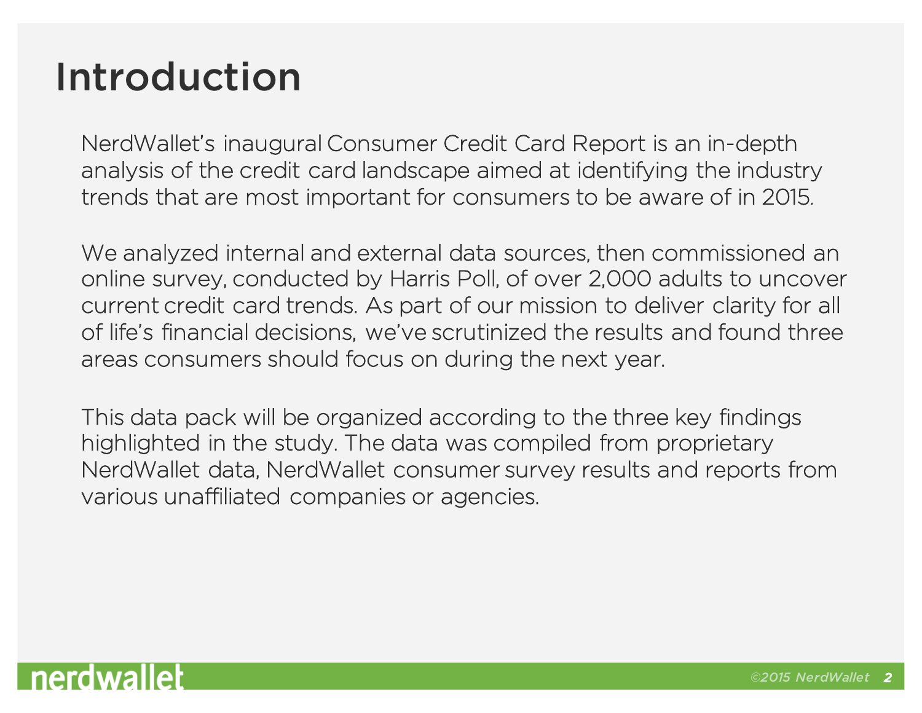# Introduction

NerdWallet's inaugural Consumer Credit Card Report is an in-depth analysis of the credit card landscape aimed at identifying the industry trends that are most important for consumers to be aware of in 2015.

We analyzed internal and external data sources, then commissioned an online survey, conducted by Harris Poll, of over 2,000 adults to uncover current credit card trends. As part of our mission to deliver clarity for all of life's financial decisions, we've scrutinized the results and found three areas consumers should focus on during the next year.

This data pack will be organized according to the three key findings highlighted in the study. The data was compiled from proprietary NerdWallet data, NerdWallet consumer survey results and reports from various unaffiliated companies or agencies.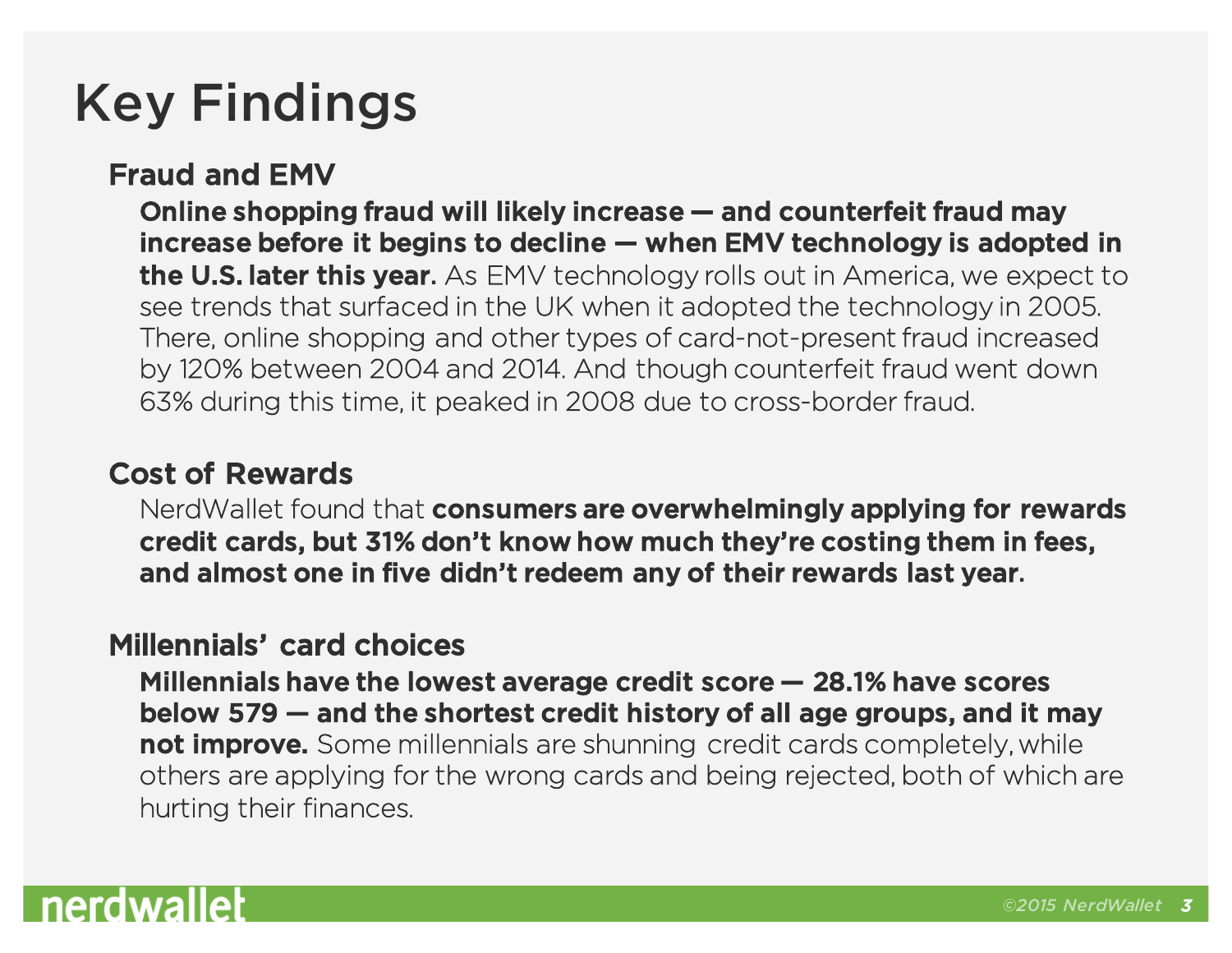# Key Findings

## Fraud and EMV

**Online shopping fraud will likely increase — and counterfeit fraud may increase before it begins to decline — when EMV technology is adopted in the U.S. later this year.** As EMV technology rolls out in America, we expect to see trends that surfaced in the UK when it adopted the technology in 2005. There, online shopping and other types of card-not-present fraud increased by 120% between 2004 and 2014. And though counterfeit fraud went down 63% during this time, it peaked in 2008 due to cross-border fraud.

## Cost of Rewards

NerdWallet found that **consumers are overwhelmingly applying for rewards credit cards, but 31% don't know how much they're costing them in fees, and almost one in five didn't redeem any of their rewards last year**.

## Millennials' card choices

**Millennials have the lowest average credit score — 28.1% have scores below 579 — and the shortest credit history of all age groups, and it may not improve.** Some millennials are shunning credit cards completely, while others are applying for the wrong cards and being rejected, both of which are hurting their finances.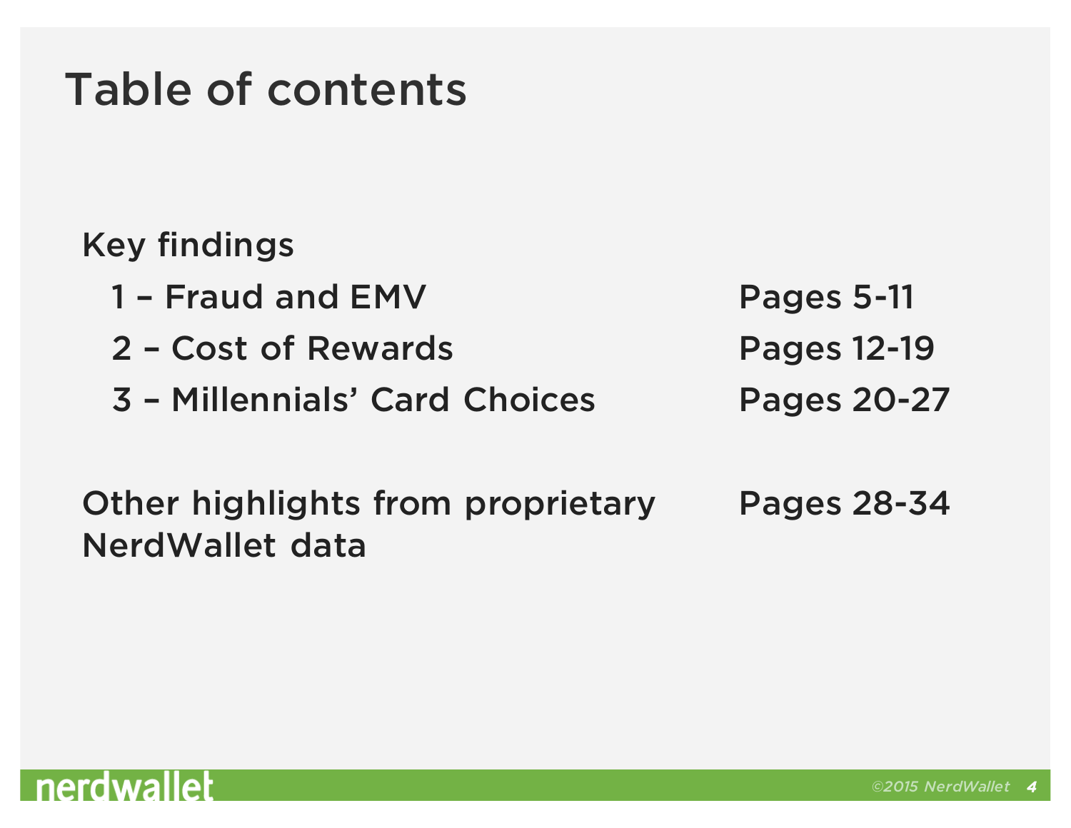# Table of contents

| Key findings | |
|---|---|
| 1 – Fraud and EMV | Pages 5-11 |
| 2 – Cost of Rewards | Pages 12-19 |
| 3 – Millennials' Card Choices | Pages 20-27 |
| | |
| Other highlights from proprietary NerdWallet data | Pages 28-34 |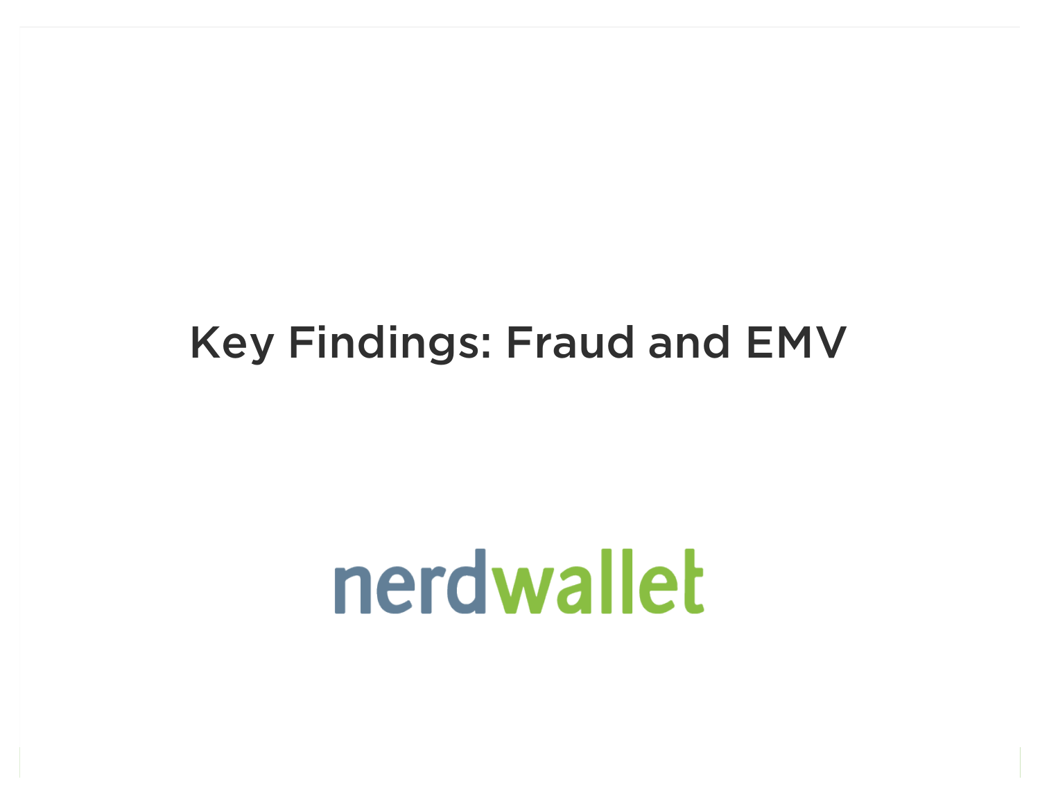# Key Findings: Fraud and EMV

nerdwallet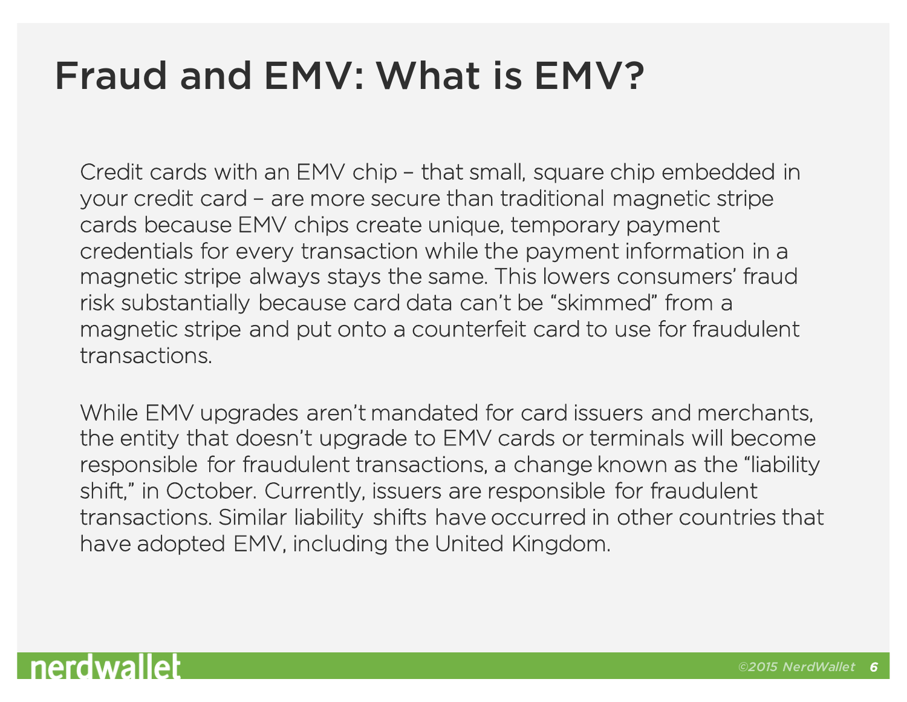# Fraud and EMV: What is EMV?

Credit cards with an EMV chip – that small, square chip embedded in your credit card – are more secure than traditional magnetic stripe cards because EMV chips create unique, temporary payment credentials for every transaction while the payment information in a magnetic stripe always stays the same. This lowers consumers' fraud risk substantially because card data can't be "skimmed" from a magnetic stripe and put onto a counterfeit card to use for fraudulent transactions.

While EMV upgrades aren't mandated for card issuers and merchants, the entity that doesn't upgrade to EMV cards or terminals will become responsible for fraudulent transactions, a change known as the "liability shift," in October. Currently, issuers are responsible for fraudulent transactions. Similar liability shifts have occurred in other countries that have adopted EMV, including the United Kingdom.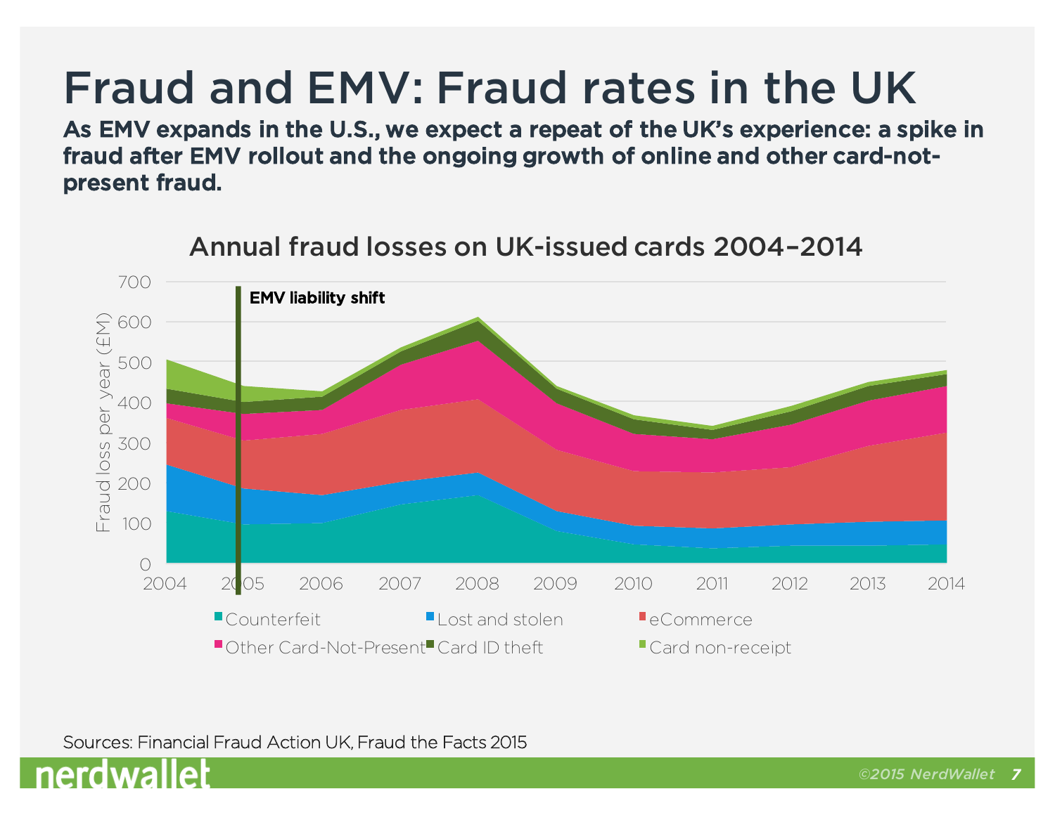# Fraud and EMV: Fraud rates in the UK

**As EMV expands in the U.S., we expect a repeat of the UK's experience: a spike in fraud after EMV rollout and the ongoing growth of online and other card-not-present fraud.**

Annual fraud losses on UK-issued cards 2004–2014

EMV liability shift

Fraud loss per year (£M)

0, 100, 200, 300, 400, 500, 600, 700

2004, 2005, 2006, 2007, 2008, 2009, 2010, 2011, 2012, 2013, 2014

Counterfeit · Lost and stolen · eCommerce · Other Card-Not-Present · Card ID theft · Card non-receipt

Sources: Financial Fraud Action UK, Fraud the Facts 2015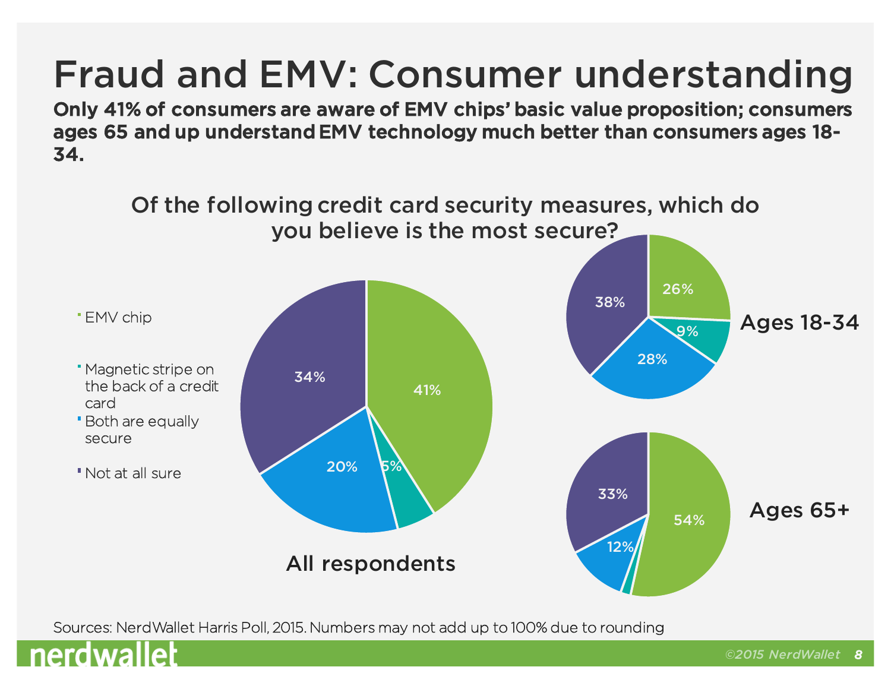# Fraud and EMV: Consumer understanding

**Only 41% of consumers are aware of EMV chips' basic value proposition; consumers ages 65 and up understand EMV technology much better than consumers ages 18-34.**

### Of the following credit card security measures, which do you believe is the most secure?

| Response | All respondents | Ages 18-34 | Ages 65+ |
|---|---|---|---|
| EMV chip | 41% | 26% | 54% |
| Magnetic stripe on the back of a credit card | 5% | 9% | |
| Both are equally secure | 20% | 28% | 12% |
| Not at all sure | 34% | 38% | 33% |

Sources: NerdWallet Harris Poll, 2015. Numbers may not add up to 100% due to rounding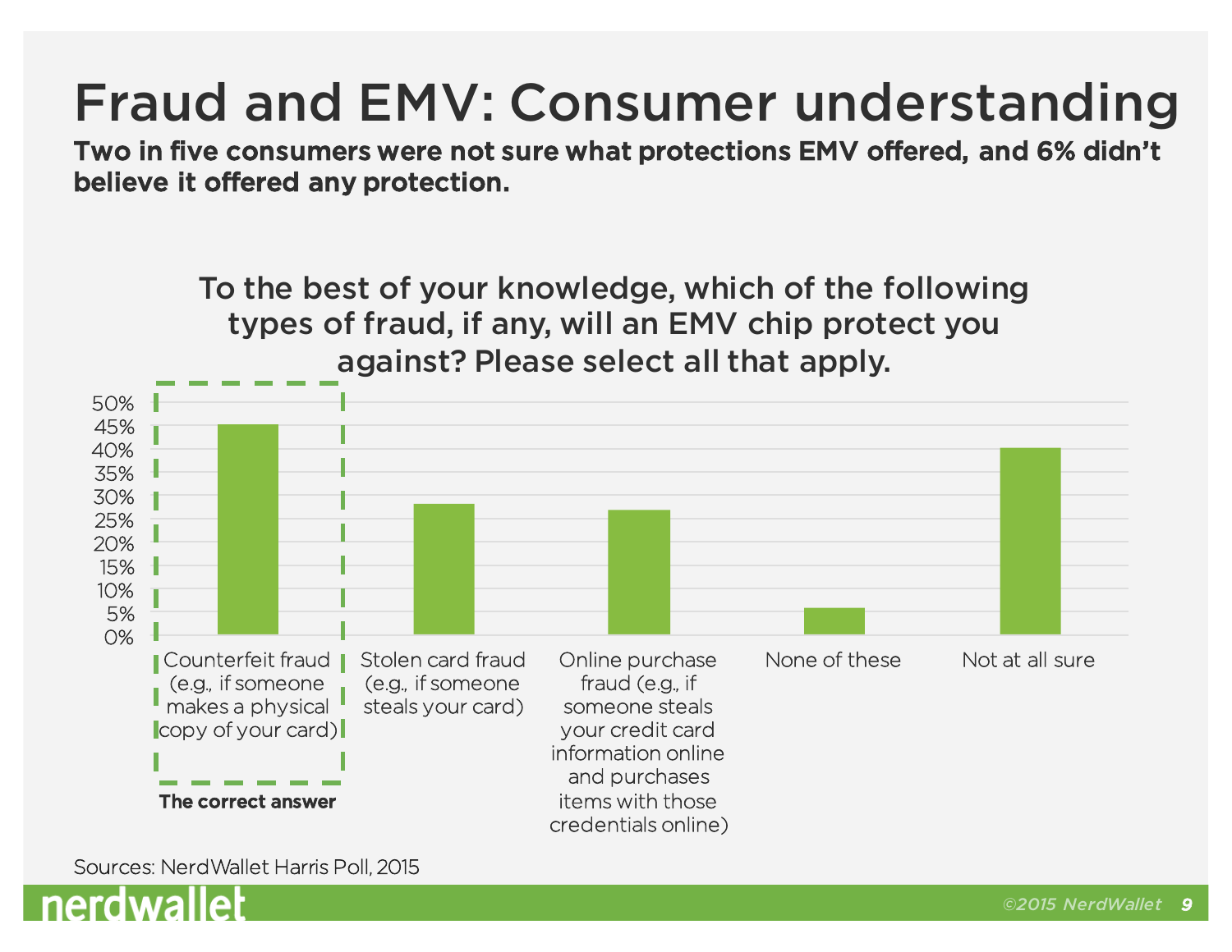# Fraud and EMV: Consumer understanding

**Two in five consumers were not sure what protections EMV offered, and 6% didn't believe it offered any protection.**

To the best of your knowledge, which of the following types of fraud, if any, will an EMV chip protect you against? Please select all that apply.

| Response | Approximate share |
| --- | --- |
| Counterfeit fraud (e.g., if someone makes a physical copy of your card) — **The correct answer** | ~45% |
| Stolen card fraud (e.g., if someone steals your card) | ~28% |
| Online purchase fraud (e.g., if someone steals your credit card information online and purchases items with those credentials online) | ~27% |
| None of these | ~6% |
| Not at all sure | ~40% |

Sources: NerdWallet Harris Poll, 2015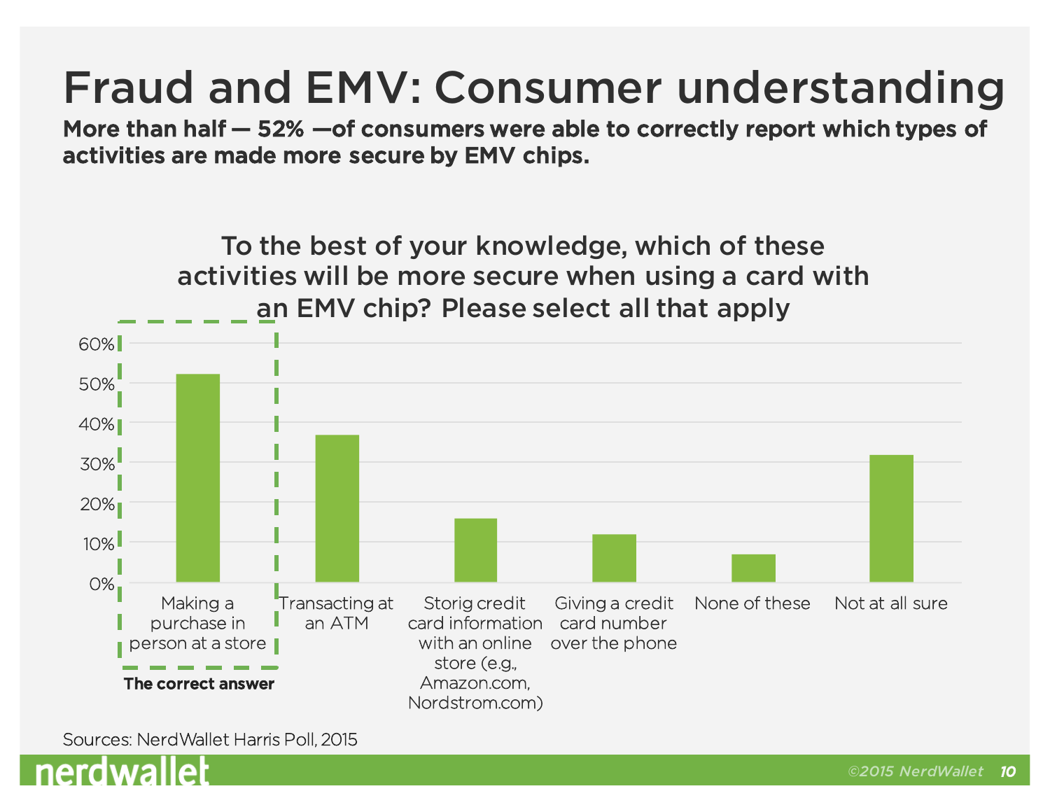# Fraud and EMV: Consumer understanding

**More than half — 52% —of consumers were able to correctly report which types of activities are made more secure by EMV chips.**

### To the best of your knowledge, which of these activities will be more secure when using a card with an EMV chip? Please select all that apply

| Activity | Percentage |
|---|---|
| Making a purchase in person at a store (The correct answer) | 52% |
| Transacting at an ATM | 37% |
| Storig credit card information with an online store (e.g., Amazon.com, Nordstrom.com) | 16% |
| Giving a credit card number over the phone | 12% |
| None of these | 7% |
| Not at all sure | 32% |

Sources: NerdWallet Harris Poll, 2015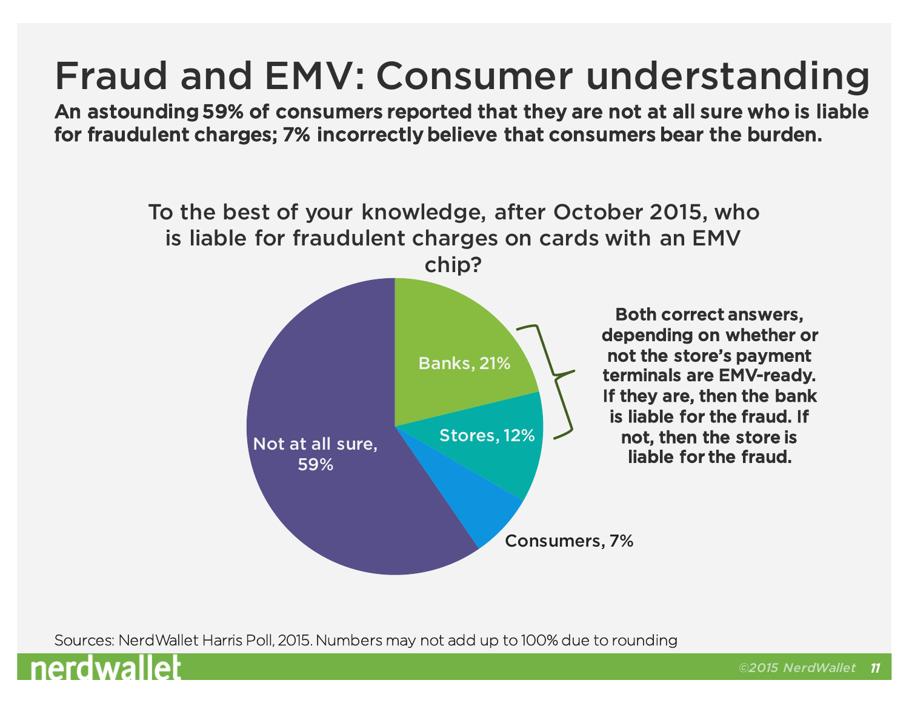# Fraud and EMV: Consumer understanding

**An astounding 59% of consumers reported that they are not at all sure who is liable for fraudulent charges; 7% incorrectly believe that consumers bear the burden.**

## To the best of your knowledge, after October 2015, who is liable for fraudulent charges on cards with an EMV chip?

| Response | Percentage |
| --- | --- |
| Banks | 21% |
| Stores | 12% |
| Consumers | 7% |
| Not at all sure | 59% |

**Both correct answers, depending on whether or not the store's payment terminals are EMV-ready. If they are, then the bank is liable for the fraud. If not, then the store is liable for the fraud.**

Sources: NerdWallet Harris Poll, 2015. Numbers may not add up to 100% due to rounding

©2015 NerdWallet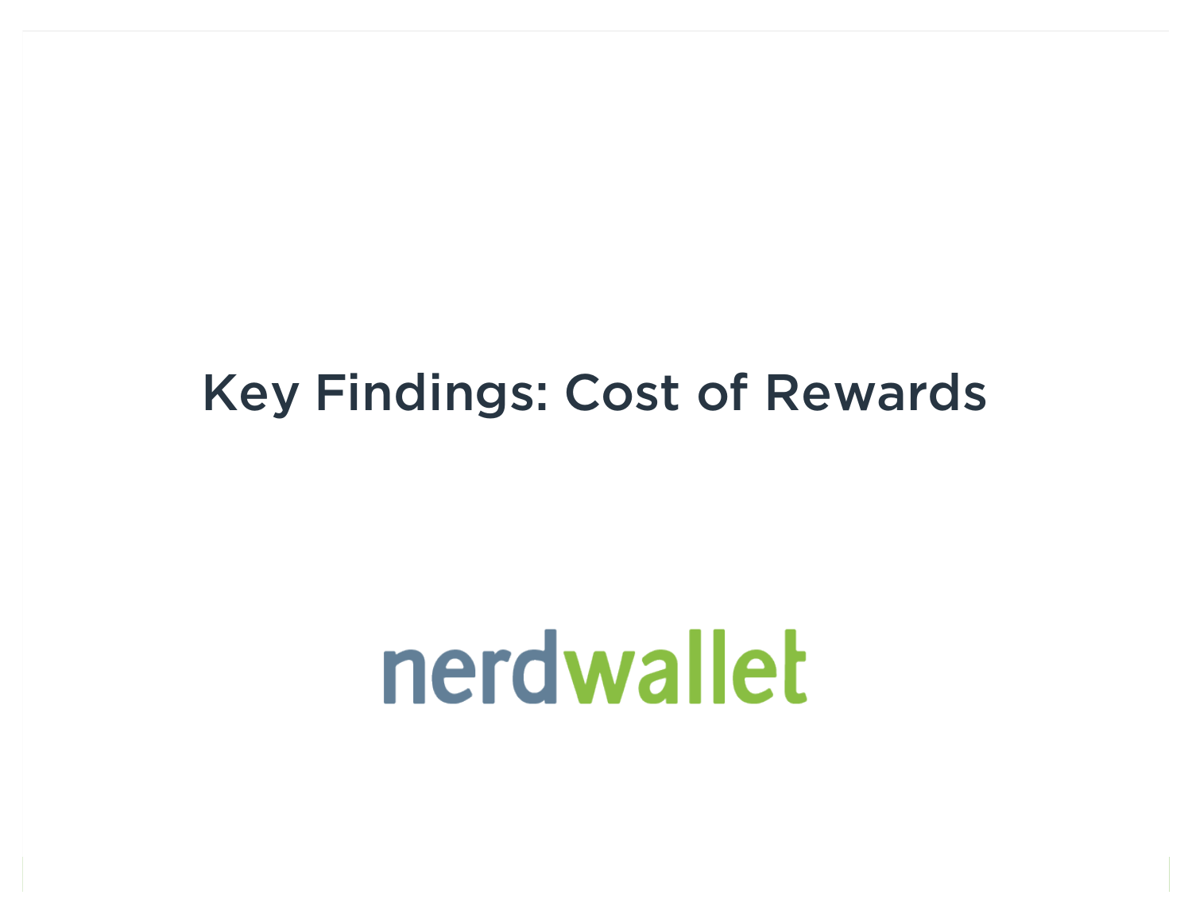# Key Findings: Cost of Rewards

nerdwallet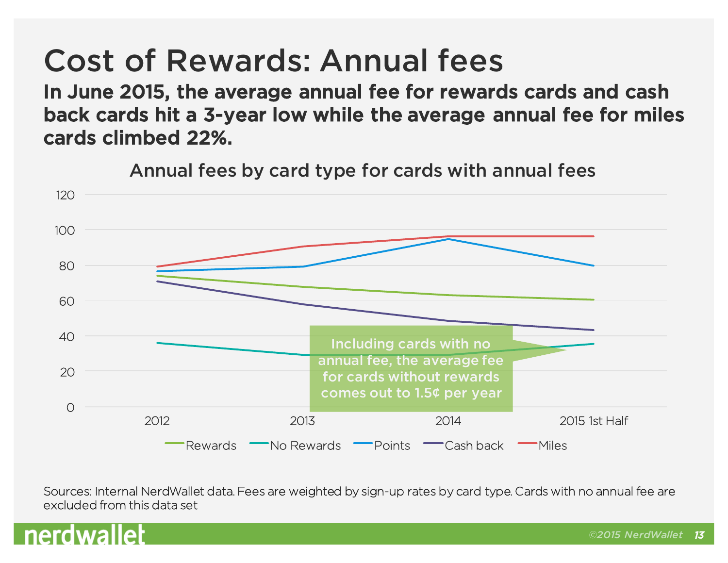# Cost of Rewards: Annual fees

**In June 2015, the average annual fee for rewards cards and cash back cards hit a 3-year low while the average annual fee for miles cards climbed 22%.**

## Annual fees by card type for cards with annual fees

Legend: Rewards, No Rewards, Points, Cash back, Miles

Callout: Including cards with no annual fee, the average fee for cards without rewards comes out to 1.5¢ per year

Sources: Internal NerdWallet data. Fees are weighted by sign-up rates by card type. Cards with no annual fee are excluded from this data set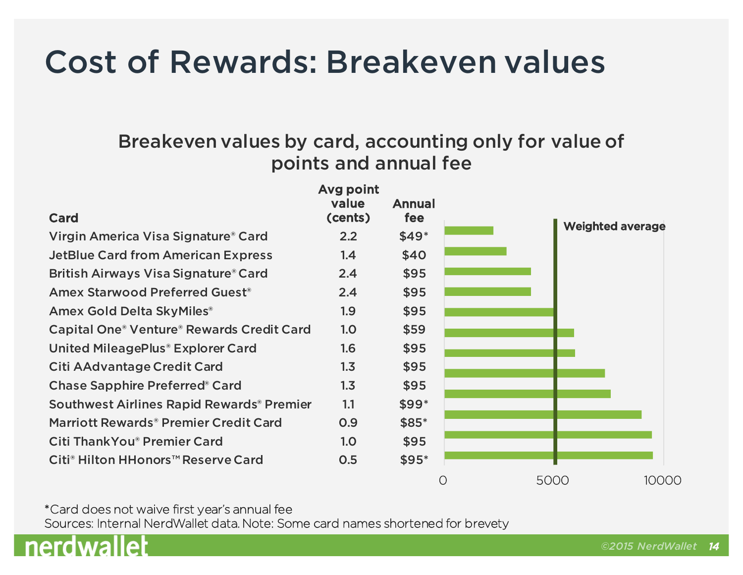# Cost of Rewards: Breakeven values

## Breakeven values by card, accounting only for value of points and annual fee

| Card | Avg point value (cents) | Annual fee |
|---|---|---|
| Virgin America Visa Signature® Card | 2.2 | $49* |
| JetBlue Card from American Express | 1.4 | $40 |
| British Airways Visa Signature® Card | 2.4 | $95 |
| Amex Starwood Preferred Guest® | 2.4 | $95 |
| Amex Gold Delta SkyMiles® | 1.9 | $95 |
| Capital One® Venture® Rewards Credit Card | 1.0 | $59 |
| United MileagePlus® Explorer Card | 1.6 | $95 |
| Citi AAdvantage Credit Card | 1.3 | $95 |
| Chase Sapphire Preferred® Card | 1.3 | $95 |
| Southwest Airlines Rapid Rewards® Premier | 1.1 | $99* |
| Marriott Rewards® Premier Credit Card | 0.9 | $85* |
| Citi ThankYou® Premier Card | 1.0 | $95 |
| Citi® Hilton HHonors™ Reserve Card | 0.5 | $95* |

Weighted average

0 5000 10000

*Card does not waive first year's annual fee

Sources: Internal NerdWallet data. Note: Some card names shortened for brevety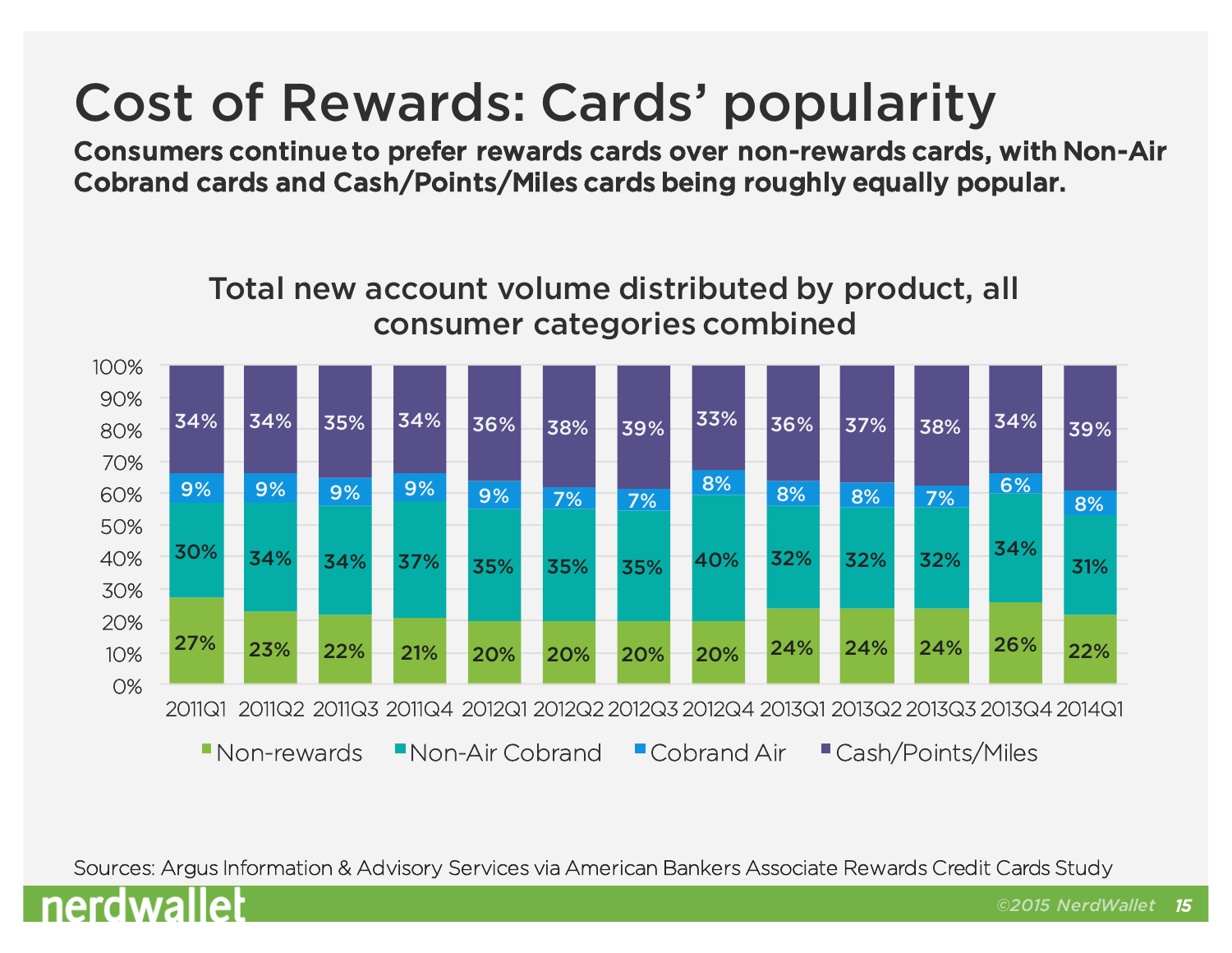# Cost of Rewards: Cards' popularity

**Consumers continue to prefer rewards cards over non-rewards cards, with Non-Air Cobrand cards and Cash/Points/Miles cards being roughly equally popular.**

## Total new account volume distributed by product, all consumer categories combined

| | 2011Q1 | 2011Q2 | 2011Q3 | 2011Q4 | 2012Q1 | 2012Q2 | 2012Q3 | 2012Q4 | 2013Q1 | 2013Q2 | 2013Q3 | 2013Q4 | 2014Q1 |
|---|---|---|---|---|---|---|---|---|---|---|---|---|---|
| Non-rewards | 27% | 23% | 22% | 21% | 20% | 20% | 20% | 20% | 24% | 24% | 24% | 26% | 22% |
| Non-Air Cobrand | 30% | 34% | 34% | 37% | 35% | 35% | 35% | 40% | 32% | 32% | 32% | 34% | 31% |
| Cobrand Air | 9% | 9% | 9% | 9% | 9% | 7% | 7% | 8% | 8% | 8% | 7% | 6% | 8% |
| Cash/Points/Miles | 34% | 34% | 35% | 34% | 36% | 38% | 39% | 33% | 36% | 37% | 38% | 34% | 39% |

Sources: Argus Information & Advisory Services via American Bankers Associate Rewards Credit Cards Study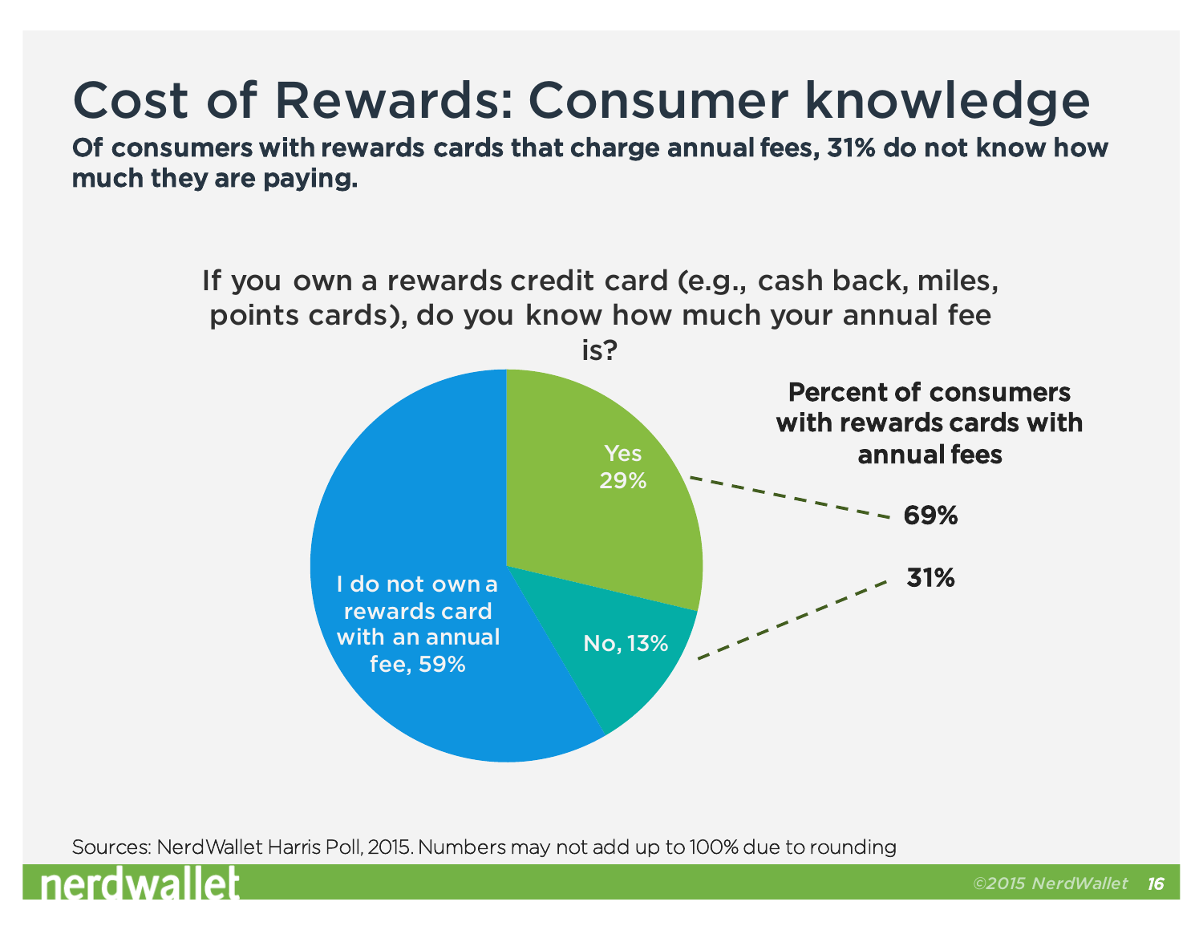# Cost of Rewards: Consumer knowledge

**Of consumers with rewards cards that charge annual fees, 31% do not know how much they are paying.**

If you own a rewards credit card (e.g., cash back, miles, points cards), do you know how much your annual fee is?

- Yes 29%
- No, 13%
- I do not own a rewards card with an annual fee, 59%

**Percent of consumers with rewards cards with annual fees**

- 69%
- 31%

Sources: NerdWallet Harris Poll, 2015. Numbers may not add up to 100% due to rounding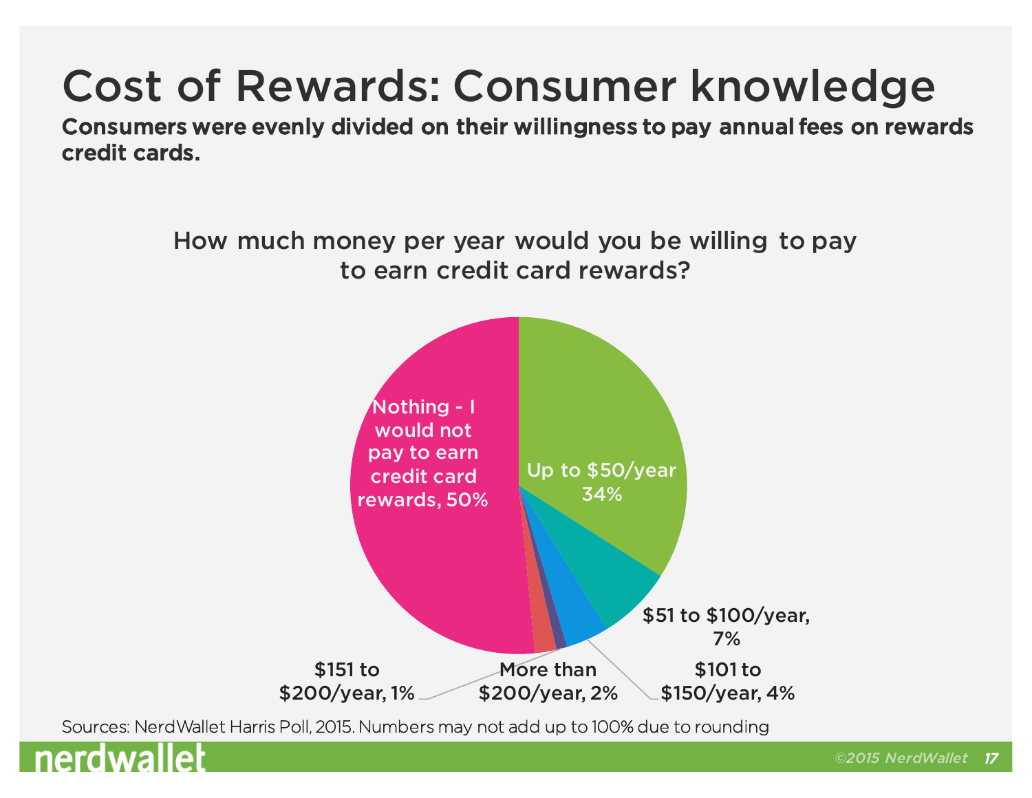# Cost of Rewards: Consumer knowledge

**Consumers were evenly divided on their willingness to pay annual fees on rewards credit cards.**

## How much money per year would you be willing to pay to earn credit card rewards?

| Response | Percent |
|---|---|
| Nothing - I would not pay to earn credit card rewards | 50% |
| Up to $50/year | 34% |
| $51 to $100/year | 7% |
| $101 to $150/year | 4% |
| $151 to $200/year | 1% |
| More than $200/year | 2% |

Sources: NerdWallet Harris Poll, 2015. Numbers may not add up to 100% due to rounding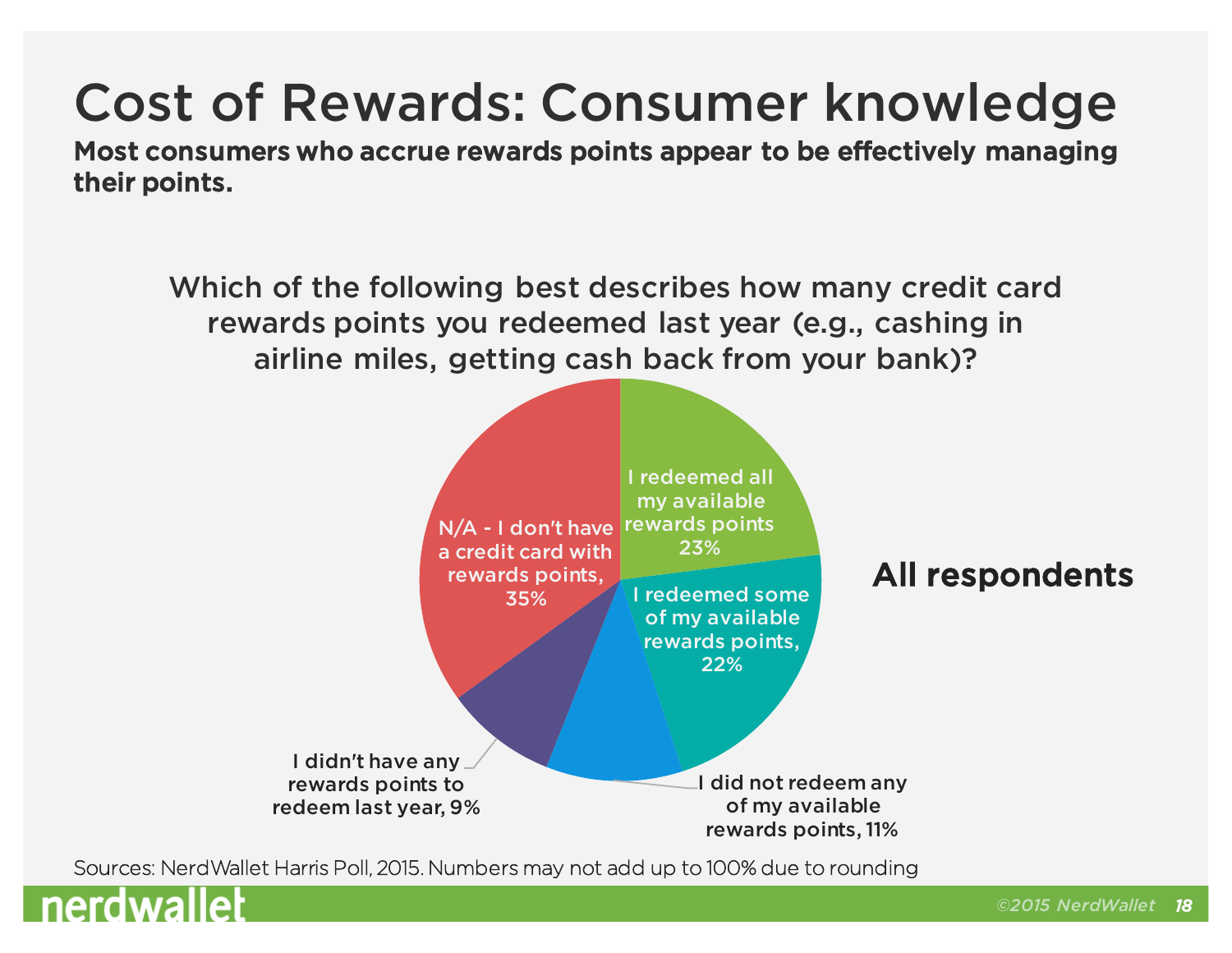# Cost of Rewards: Consumer knowledge

**Most consumers who accrue rewards points appear to be effectively managing their points.**

Which of the following best describes how many credit card rewards points you redeemed last year (e.g., cashing in airline miles, getting cash back from your bank)?

**All respondents**

| Response | Percentage |
| --- | --- |
| I redeemed all my available rewards points | 23% |
| I redeemed some of my available rewards points | 22% |
| I did not redeem any of my available rewards points | 11% |
| I didn't have any rewards points to redeem last year | 9% |
| N/A - I don't have a credit card with rewards points | 35% |

Sources: NerdWallet Harris Poll, 2015. Numbers may not add up to 100% due to rounding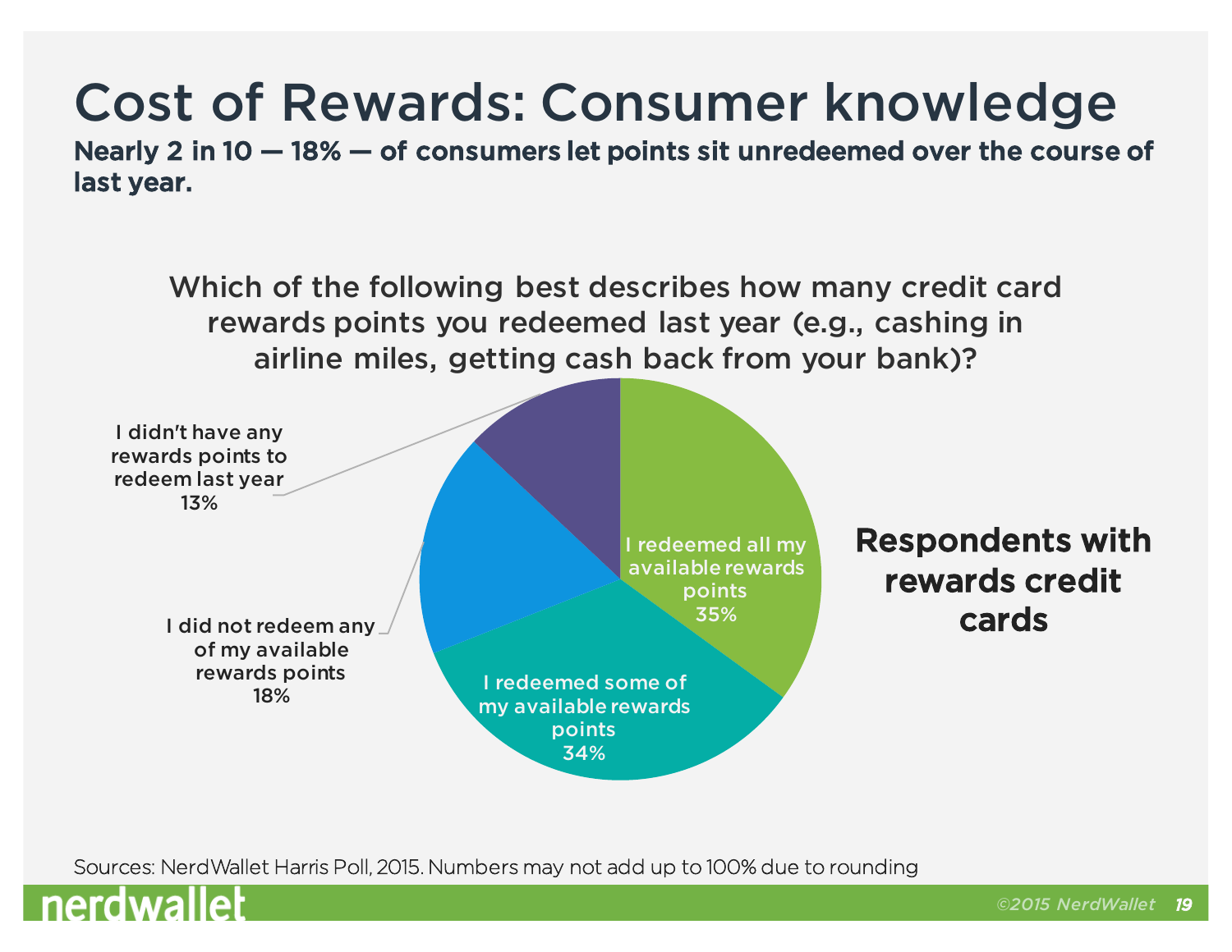# Cost of Rewards: Consumer knowledge

**Nearly 2 in 10 — 18% — of consumers let points sit unredeemed over the course of last year.**

## Which of the following best describes how many credit card rewards points you redeemed last year (e.g., cashing in airline miles, getting cash back from your bank)?

**Respondents with rewards credit cards**

| Response | Percentage |
| --- | --- |
| I redeemed all my available rewards points | 35% |
| I redeemed some of my available rewards points | 34% |
| I did not redeem any of my available rewards points | 18% |
| I didn't have any rewards points to redeem last year | 13% |

Sources: NerdWallet Harris Poll, 2015. Numbers may not add up to 100% due to rounding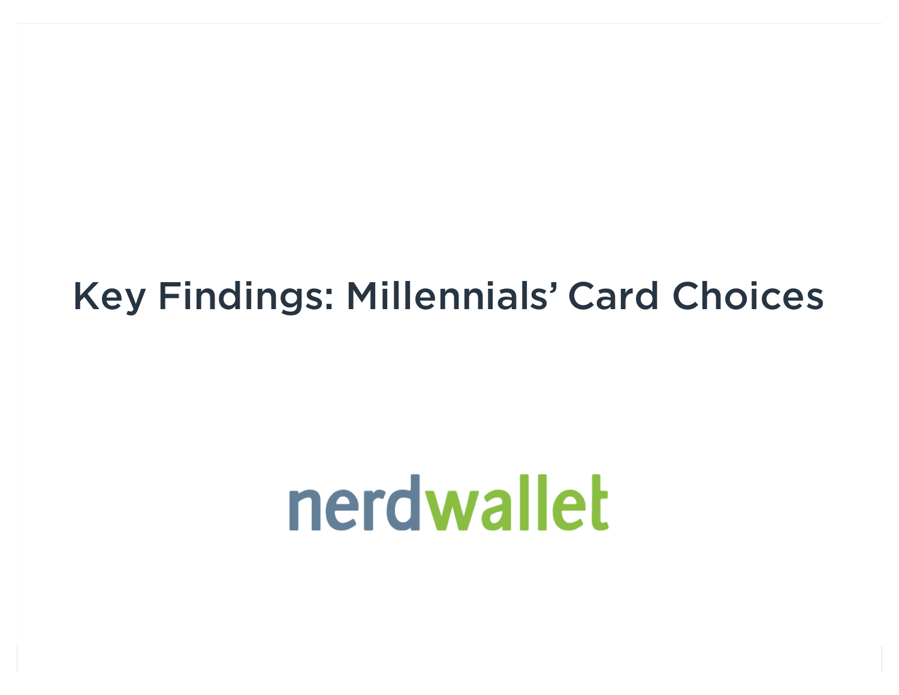# Key Findings: Millennials' Card Choices

nerdwallet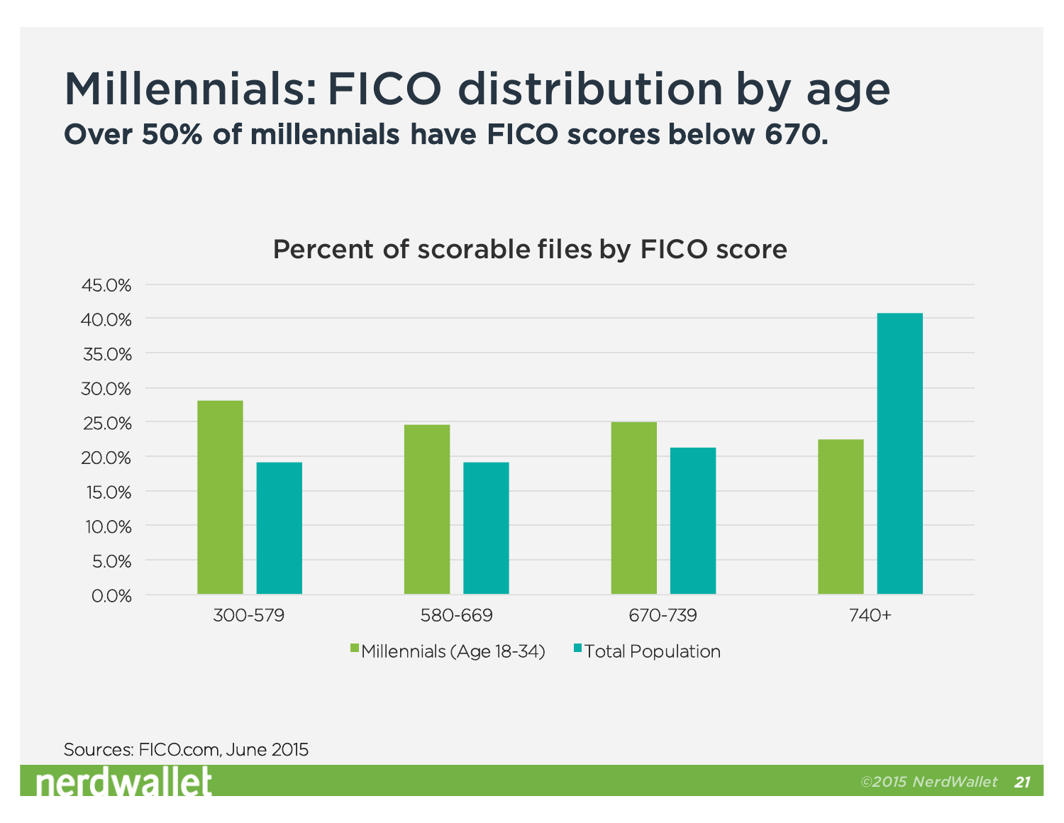# Millennials: FICO distribution by age

## Over 50% of millennials have FICO scores below 670.

Percent of scorable files by FICO score

| FICO score | Millennials (Age 18-34) | Total Population |
| --- | --- | --- |
| 300-579 | ~28% | ~19% |
| 580-669 | ~24.5% | ~19% |
| 670-739 | ~25% | ~21% |
| 740+ | ~22.5% | ~41% |

Sources: FICO.com, June 2015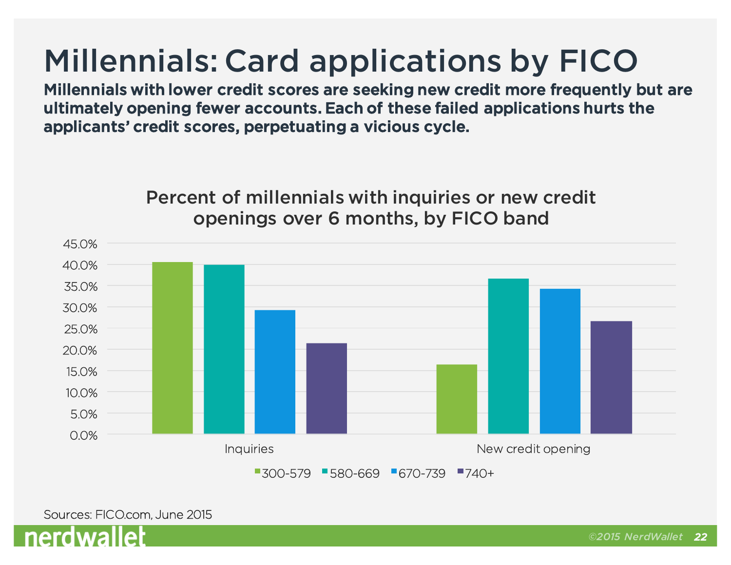# Millennials: Card applications by FICO

**Millennials with lower credit scores are seeking new credit more frequently but are ultimately opening fewer accounts. Each of these failed applications hurts the applicants' credit scores, perpetuating a vicious cycle.**

### Percent of millennials with inquiries or new credit openings over 6 months, by FICO band

| | 300-579 | 580-669 | 670-739 | 740+ |
|---|---|---|---|---|
| Inquiries | ~40.5% | ~40.0% | ~29.2% | ~21.4% |
| New credit opening | ~16.4% | ~36.6% | ~34.2% | ~26.6% |

Sources: FICO.com, June 2015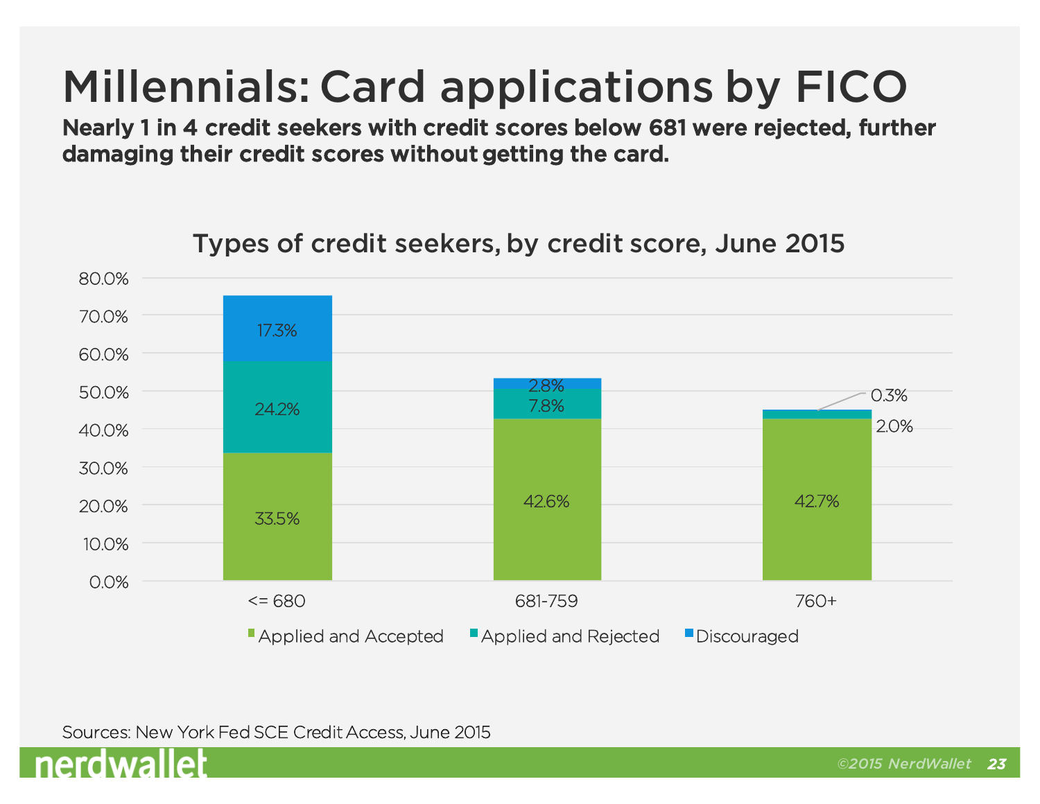# Millennials: Card applications by FICO

**Nearly 1 in 4 credit seekers with credit scores below 681 were rejected, further damaging their credit scores without getting the card.**

## Types of credit seekers, by credit score, June 2015

| Credit score | Applied and Accepted | Applied and Rejected | Discouraged |
|---|---|---|---|
| <= 680 | 33.5% | 24.2% | 17.3% |
| 681-759 | 42.6% | 7.8% | 2.8% |
| 760+ | 42.7% | 2.0% | 0.3% |

Sources: New York Fed SCE Credit Access, June 2015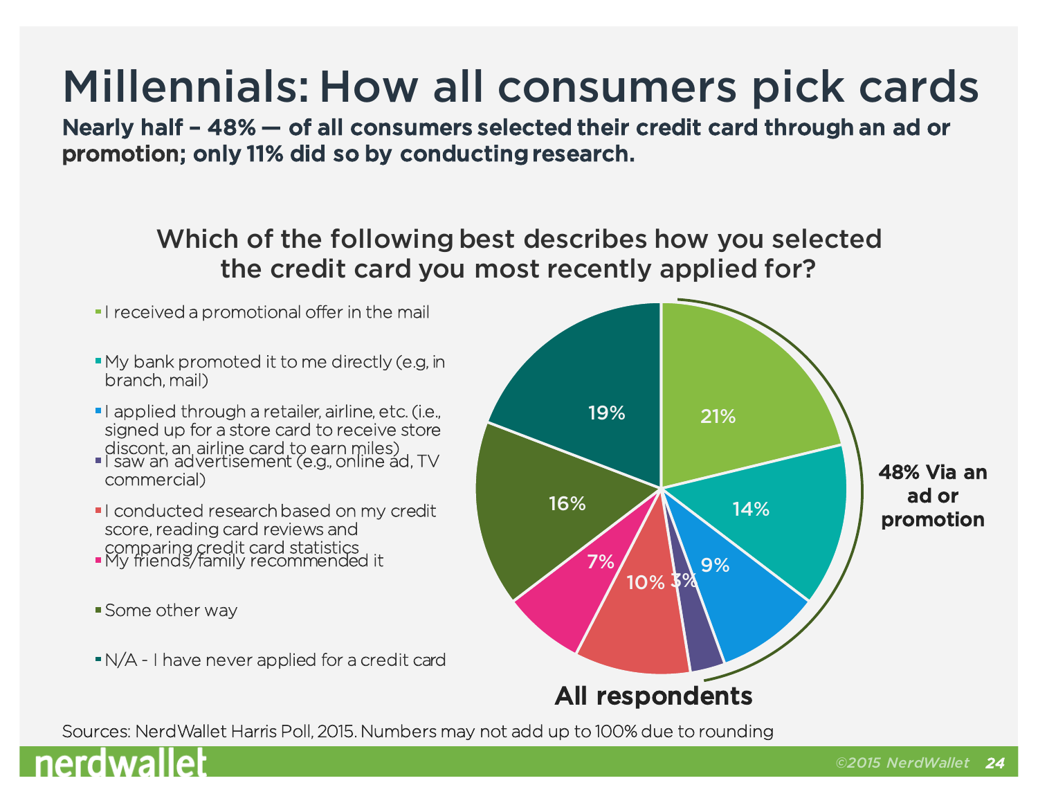# Millennials: How all consumers pick cards

**Nearly half – 48% — of all consumers selected their credit card through an ad or promotion; only 11% did so by conducting research.**

## Which of the following best describes how you selected the credit card you most recently applied for?

| Response | All respondents |
|---|---|
| I received a promotional offer in the mail | 21% |
| My bank promoted it to me directly (e.g, in branch, mail) | 14% |
| I applied through a retailer, airline, etc. (i.e., signed up for a store card to receive store discont, an airline card to earn miles) | 9% |
| I saw an advertisement (e.g., online ad, TV commercial) | 3% |
| I conducted research based on my credit score, reading card reviews and comparing credit card statistics | 10% |
| My friends/family recommended it | 7% |
| Some other way | 16% |
| N/A - I have never applied for a credit card | 19% |

**48% Via an ad or promotion**

**All respondents**

Sources: NerdWallet Harris Poll, 2015. Numbers may not add up to 100% due to rounding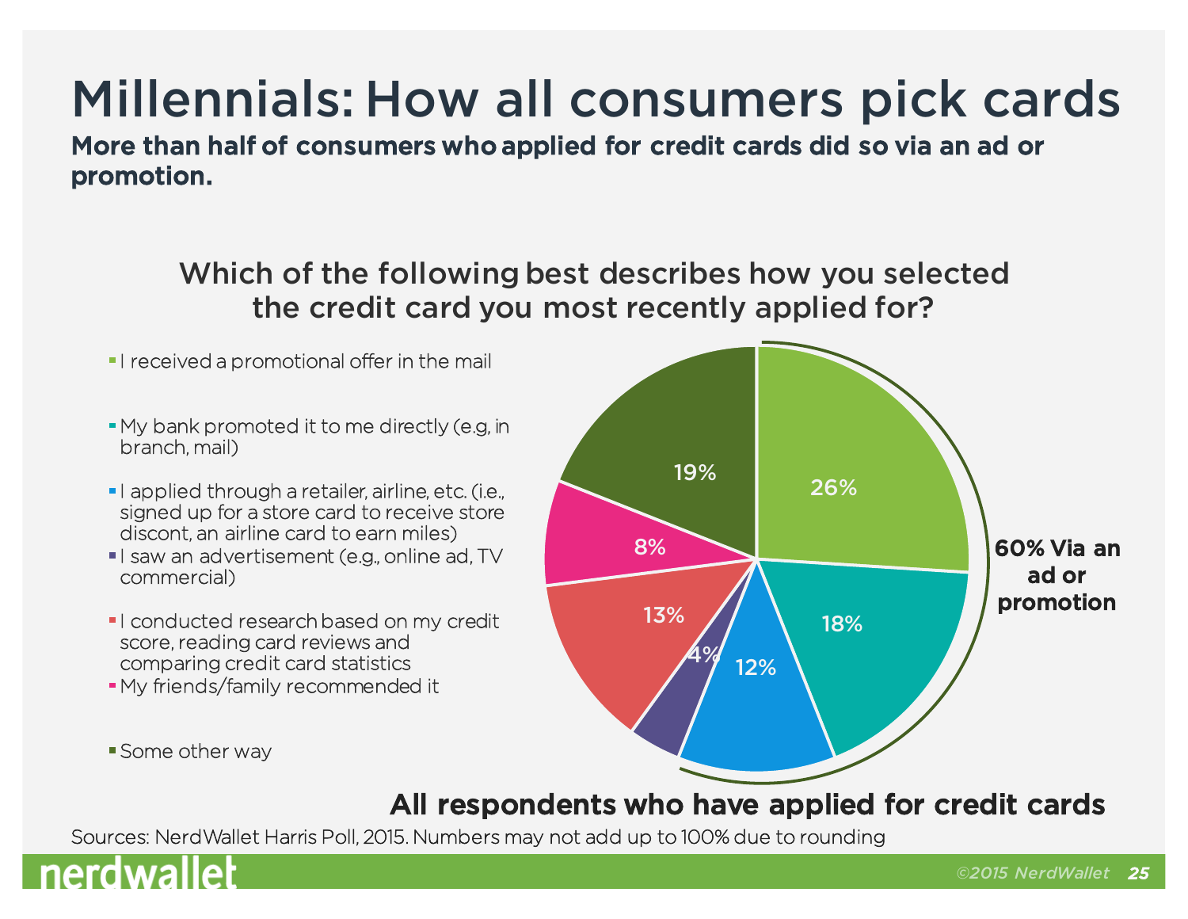# Millennials: How all consumers pick cards

**More than half of consumers who applied for credit cards did so via an ad or promotion.**

## Which of the following best describes how you selected the credit card you most recently applied for?

| Response | Percentage |
| --- | --- |
| I received a promotional offer in the mail | 26% |
| My bank promoted it to me directly (e.g, in branch, mail) | 18% |
| I applied through a retailer, airline, etc. (i.e., signed up for a store card to receive store discont, an airline card to earn miles) | 12% |
| I saw an advertisement (e.g., online ad, TV commercial) | 4% |
| I conducted research based on my credit score, reading card reviews and comparing credit card statistics | 13% |
| My friends/family recommended it | 8% |
| Some other way | 19% |

**60% Via an ad or promotion**

**All respondents who have applied for credit cards**

Sources: NerdWallet Harris Poll, 2015. Numbers may not add up to 100% due to rounding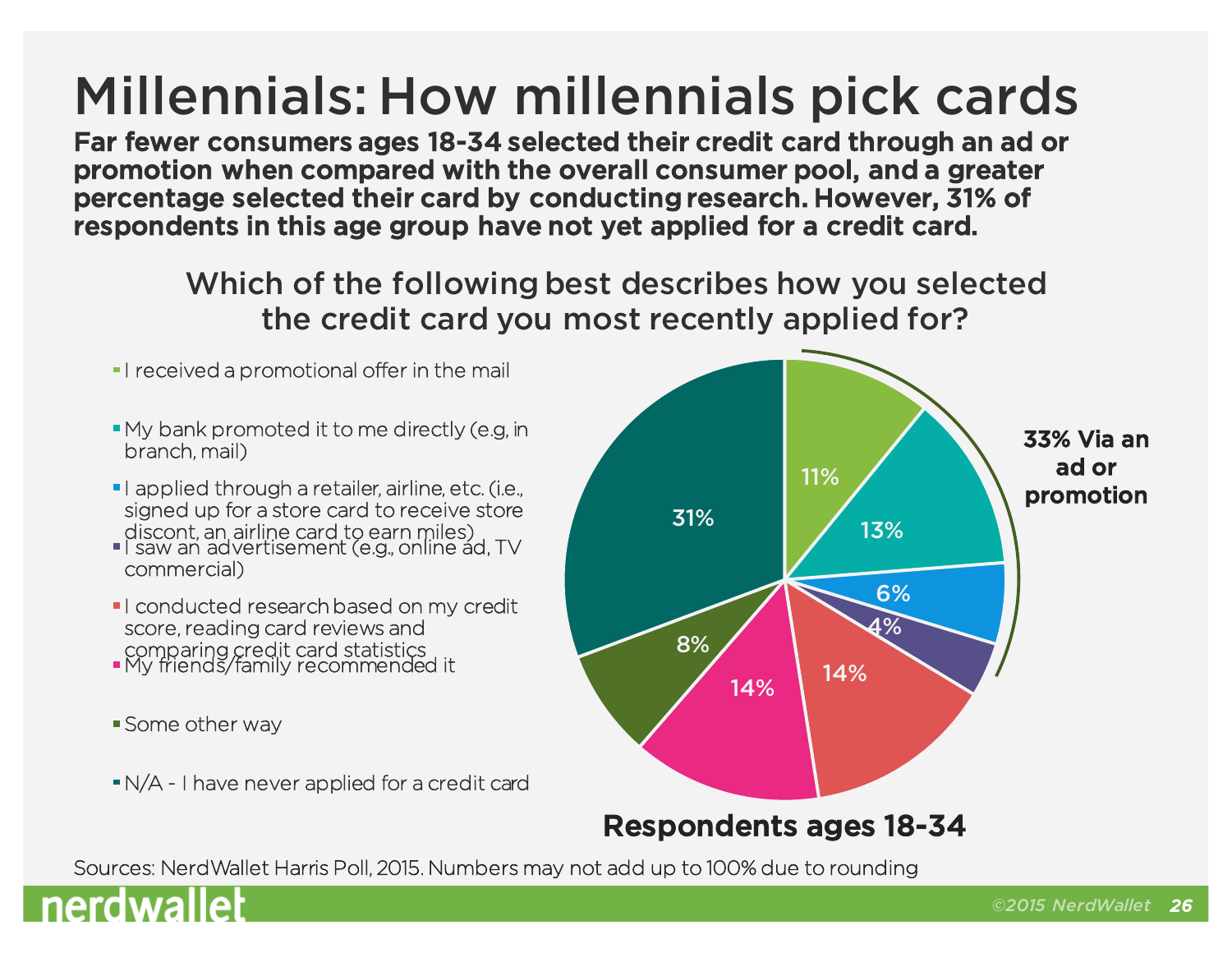# Millennials: How millennials pick cards

**Far fewer consumers ages 18-34 selected their credit card through an ad or promotion when compared with the overall consumer pool, and a greater percentage selected their card by conducting research. However, 31% of respondents in this age group have not yet applied for a credit card.**

## Which of the following best describes how you selected the credit card you most recently applied for?

| Response | Respondents ages 18-34 |
|---|---|
| I received a promotional offer in the mail | 11% |
| My bank promoted it to me directly (e.g, in branch, mail) | 13% |
| I applied through a retailer, airline, etc. (i.e., signed up for a store card to receive store discont, an airline card to earn miles) | 6% |
| I saw an advertisement (e.g., online ad, TV commercial) | 4% |
| I conducted research based on my credit score, reading card reviews and comparing credit card statistics | 14% |
| My friends/family recommended it | 14% |
| Some other way | 8% |
| N/A - I have never applied for a credit card | 31% |

**33% Via an ad or promotion**

**Respondents ages 18-34**

Sources: NerdWallet Harris Poll, 2015. Numbers may not add up to 100% due to rounding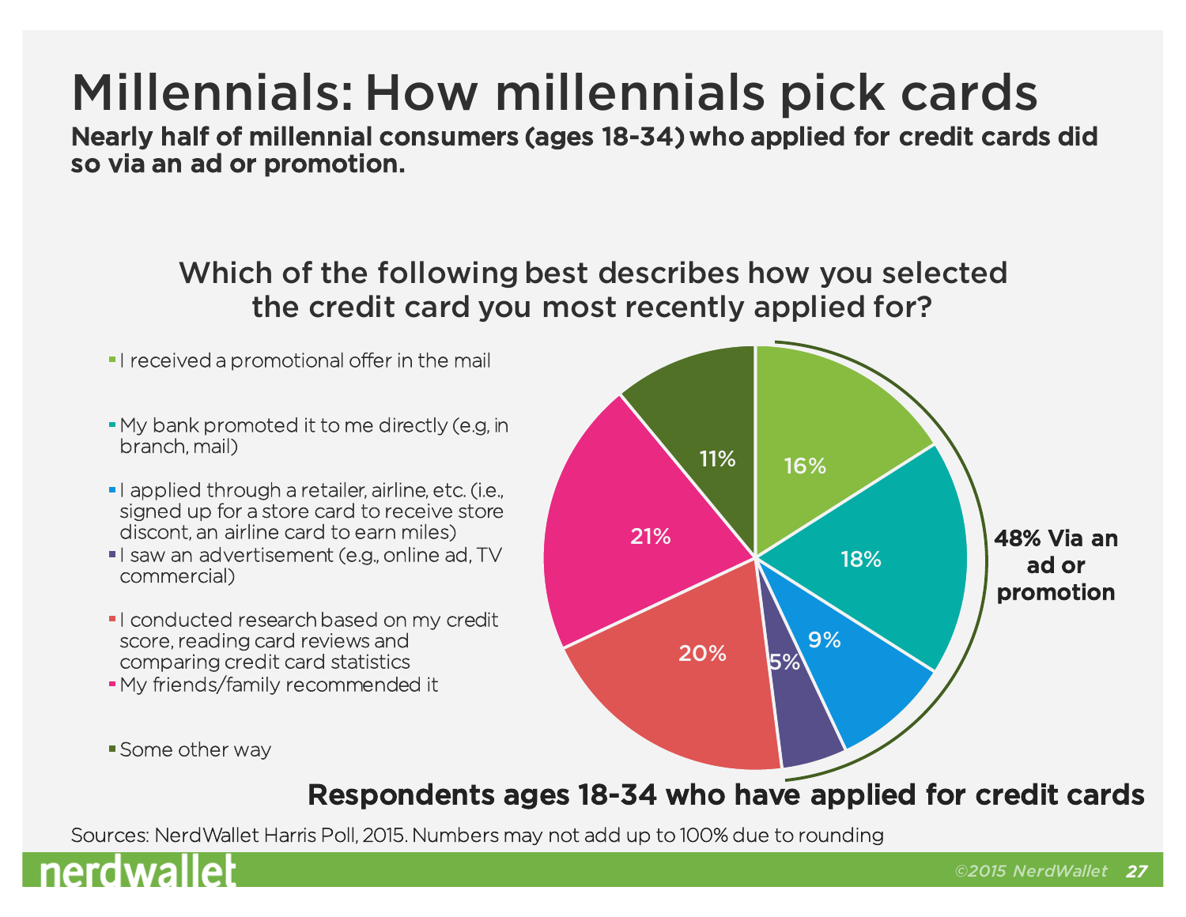# Millennials: How millennials pick cards

**Nearly half of millennial consumers (ages 18-34) who applied for credit cards did so via an ad or promotion.**

## Which of the following best describes how you selected the credit card you most recently applied for?

| Response | Percentage |
| --- | --- |
| I received a promotional offer in the mail | 16% |
| My bank promoted it to me directly (e.g, in branch, mail) | 18% |
| I applied through a retailer, airline, etc. (i.e., signed up for a store card to receive store discont, an airline card to earn miles) | 9% |
| I saw an advertisement (e.g., online ad, TV commercial) | 5% |
| I conducted research based on my credit score, reading card reviews and comparing credit card statistics | 20% |
| My friends/family recommended it | 21% |
| Some other way | 11% |

**48% Via an ad or promotion**

**Respondents ages 18-34 who have applied for credit cards**

Sources: NerdWallet Harris Poll, 2015. Numbers may not add up to 100% due to rounding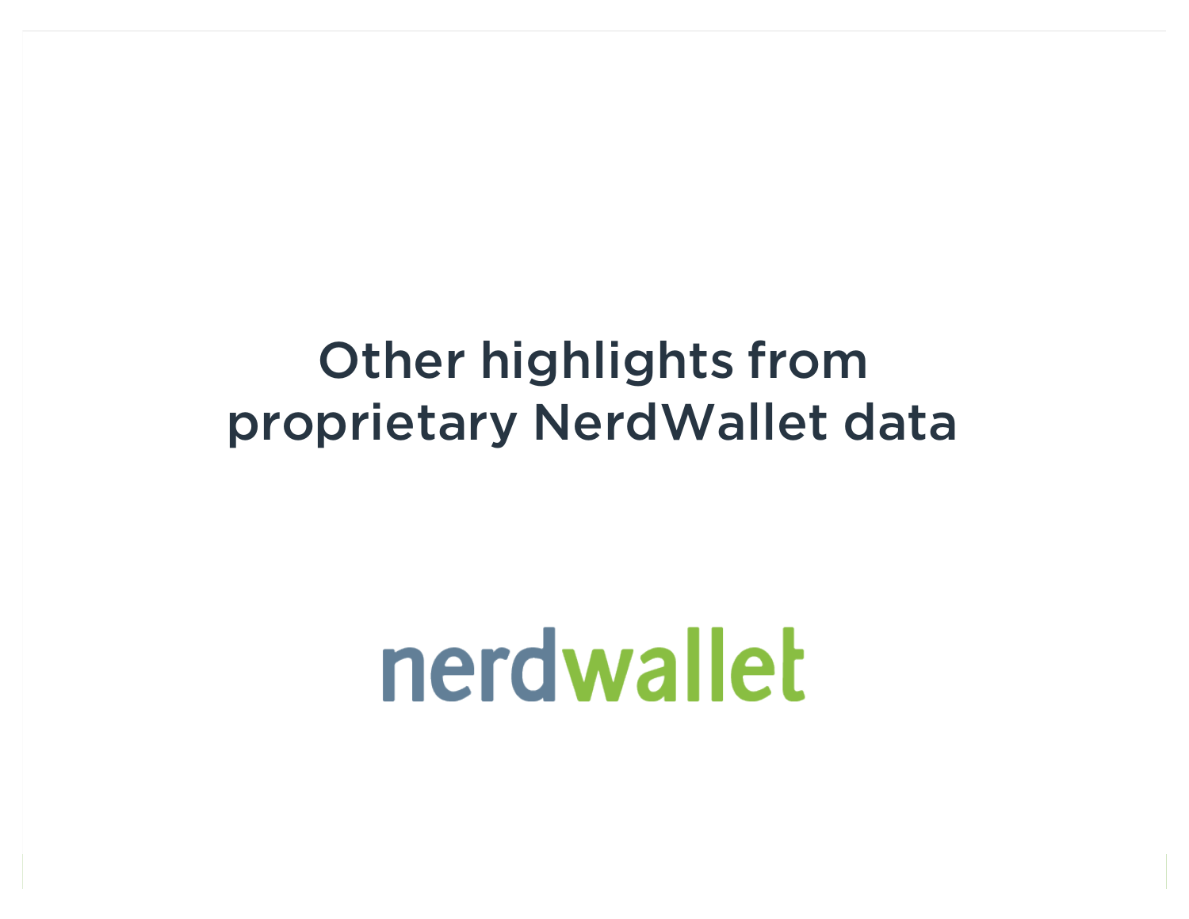# Other highlights from proprietary NerdWallet data

nerdwallet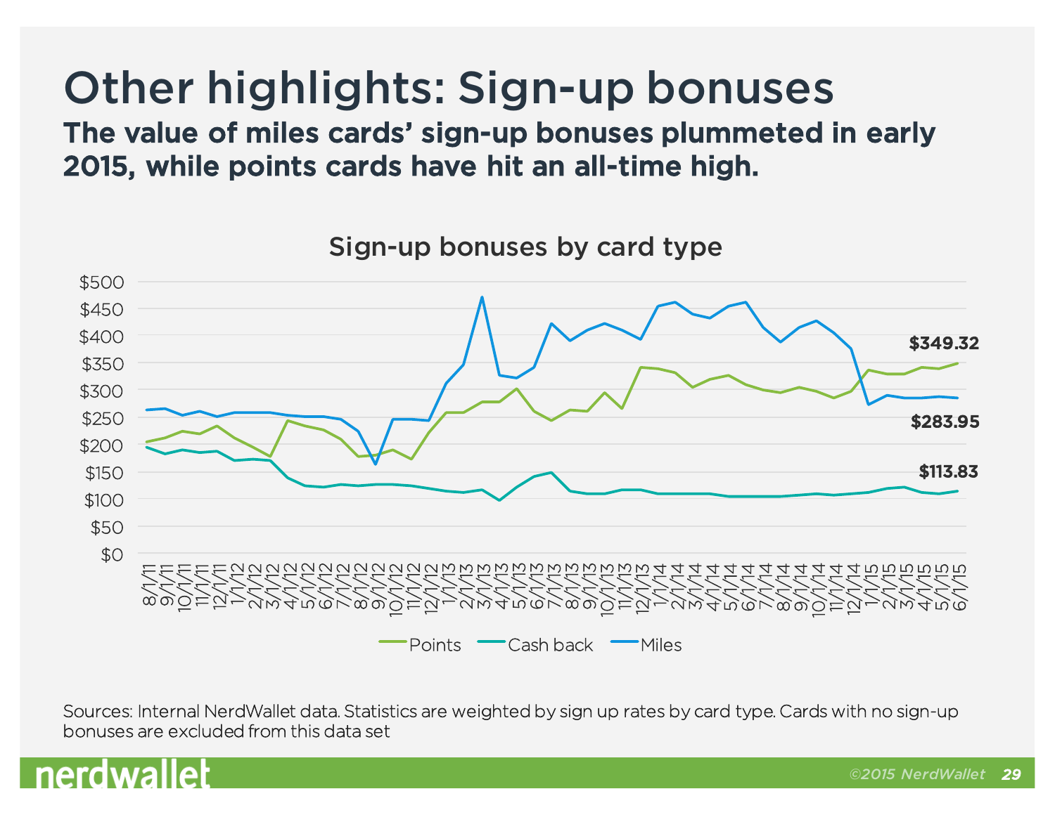# Other highlights: Sign-up bonuses

**The value of miles cards' sign-up bonuses plummeted in early 2015, while points cards have hit an all-time high.**

Sign-up bonuses by card type

Sources: Internal NerdWallet data. Statistics are weighted by sign up rates by card type. Cards with no sign-up bonuses are excluded from this data set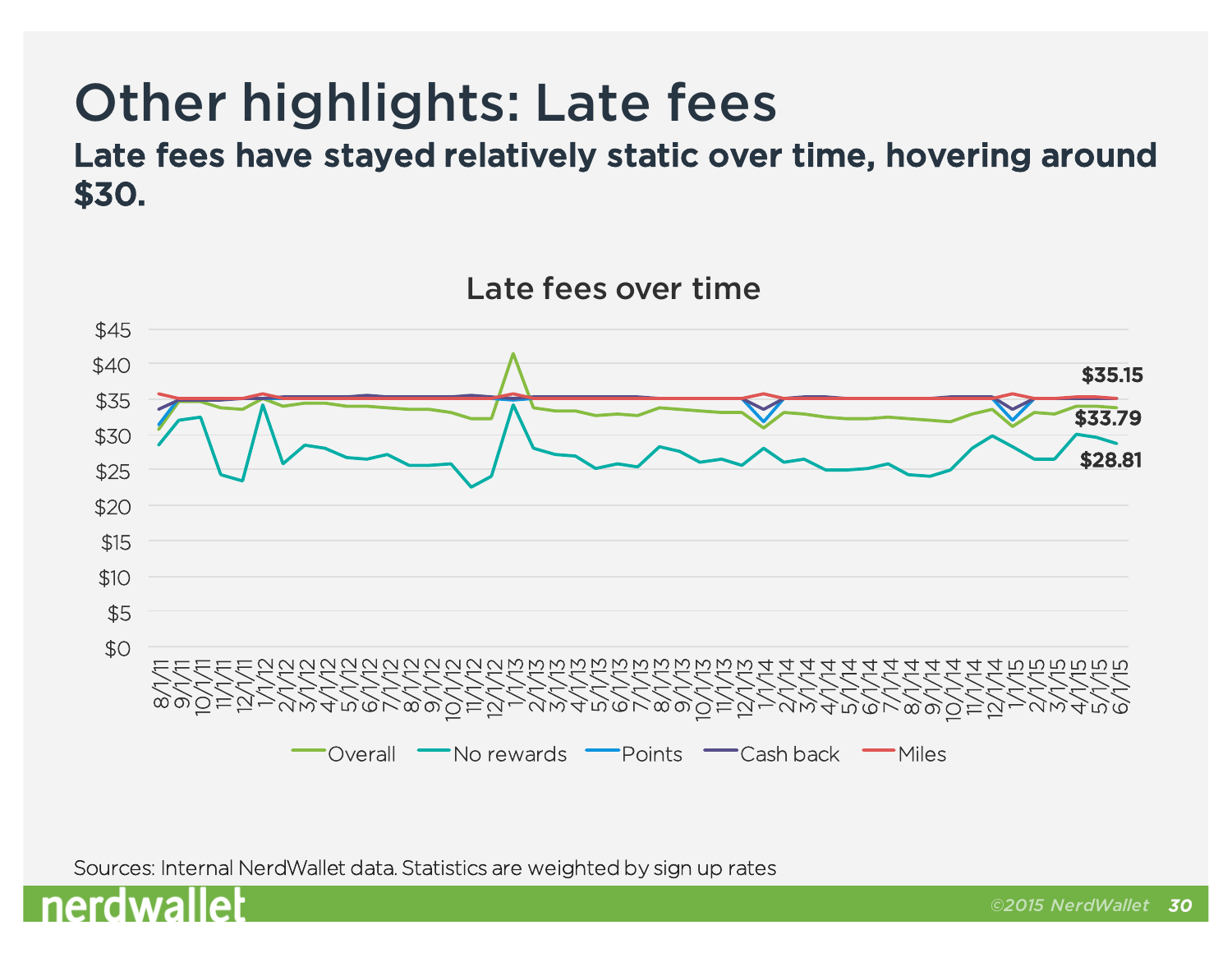# Other highlights: Late fees

## Late fees have stayed relatively static over time, hovering around $30.

Late fees over time

$45
$40
$35
$30
$25
$20
$15
$10
$5
$0

8/1/11 9/1/11 10/1/11 11/1/11 12/1/11 1/1/12 2/1/12 3/1/12 4/1/12 5/1/12 6/1/12 7/1/12 8/1/12 9/1/12 10/1/12 11/1/12 12/1/12 1/1/13 2/1/13 3/1/13 4/1/13 5/1/13 6/1/13 7/1/13 8/1/13 9/1/13 10/1/13 11/1/13 12/1/13 1/1/14 2/1/14 3/1/14 4/1/14 5/1/14 6/1/14 7/1/14 8/1/14 9/1/14 10/1/14 11/1/14 12/1/14 1/1/15 2/1/15 3/1/15 4/1/15 5/1/15 6/1/15

$35.15
$33.79
$28.81

Overall · No rewards · Points · Cash back · Miles

Sources: Internal NerdWallet data. Statistics are weighted by sign up rates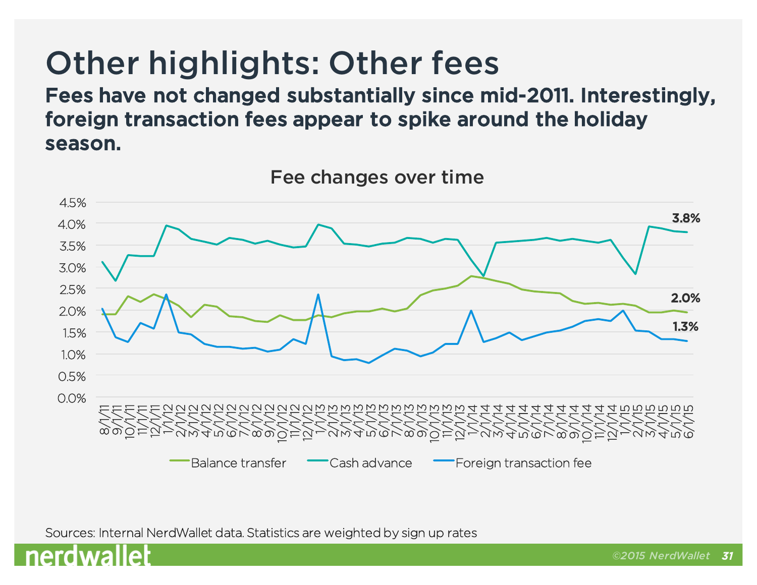# Other highlights: Other fees

## Fees have not changed substantially since mid-2011. Interestingly, foreign transaction fees appear to spike around the holiday season.

### Fee changes over time

Balance transfer: 2.0%
Cash advance: 3.8%
Foreign transaction fee: 1.3%

Sources: Internal NerdWallet data. Statistics are weighted by sign up rates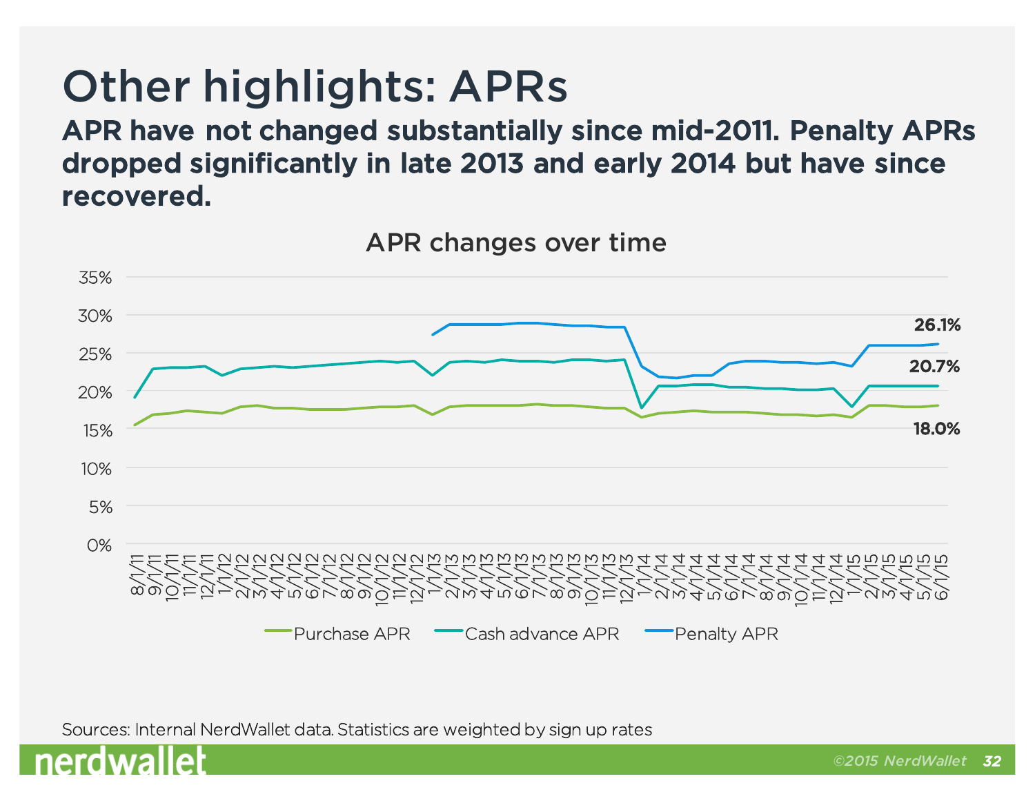# Other highlights: APRs

## APR have not changed substantially since mid-2011. Penalty APRs dropped significantly in late 2013 and early 2014 but have since recovered.

### APR changes over time

Purchase APR: 18.0%
Cash advance APR: 20.7%
Penalty APR: 26.1%

Sources: Internal NerdWallet data. Statistics are weighted by sign up rates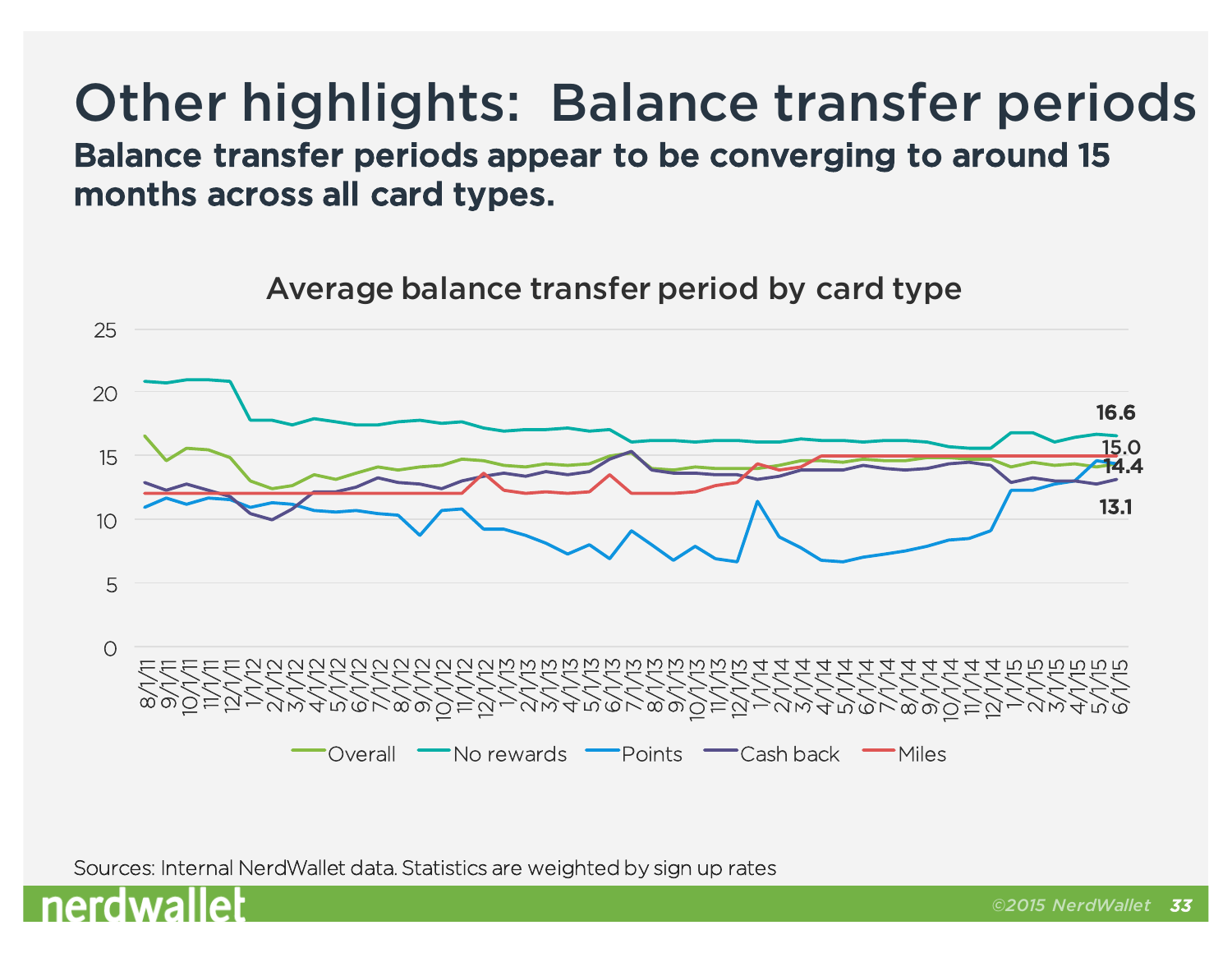# Other highlights: Balance transfer periods

**Balance transfer periods appear to be converging to around 15 months across all card types.**

Average balance transfer period by card type

Sources: Internal NerdWallet data. Statistics are weighted by sign up rates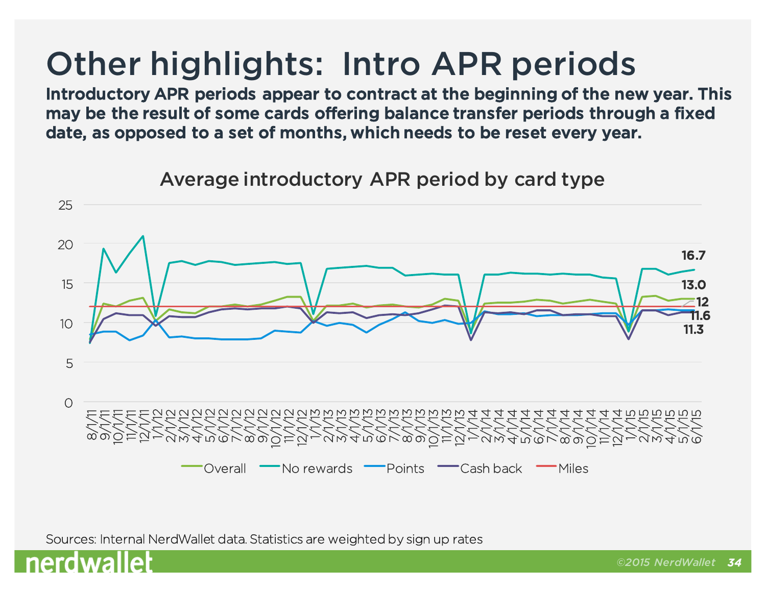# Other highlights: Intro APR periods

**Introductory APR periods appear to contract at the beginning of the new year. This may be the result of some cards offering balance transfer periods through a fixed date, as opposed to a set of months, which needs to be reset every year.**

Average introductory APR period by card type

25
20
15
10
5
0

8/1/11 9/1/11 10/1/11 11/1/11 12/1/11 1/1/12 2/1/12 3/1/12 4/1/12 5/1/12 6/1/12 7/1/12 8/1/12 9/1/12 10/1/12 11/1/12 12/1/12 1/1/13 2/1/13 3/1/13 4/1/13 5/1/13 6/1/13 7/1/13 8/1/13 9/1/13 10/1/13 11/1/13 12/1/13 1/1/14 2/1/14 3/1/14 4/1/14 5/1/14 6/1/14 7/1/14 8/1/14 9/1/14 10/1/14 11/1/14 12/1/14 1/1/15 2/1/15 3/1/15 4/1/15 5/1/15 6/1/15

16.7
13.0
12
11.6
11.3

Overall, No rewards, Points, Cash back, Miles

Sources: Internal NerdWallet data. Statistics are weighted by sign up rates